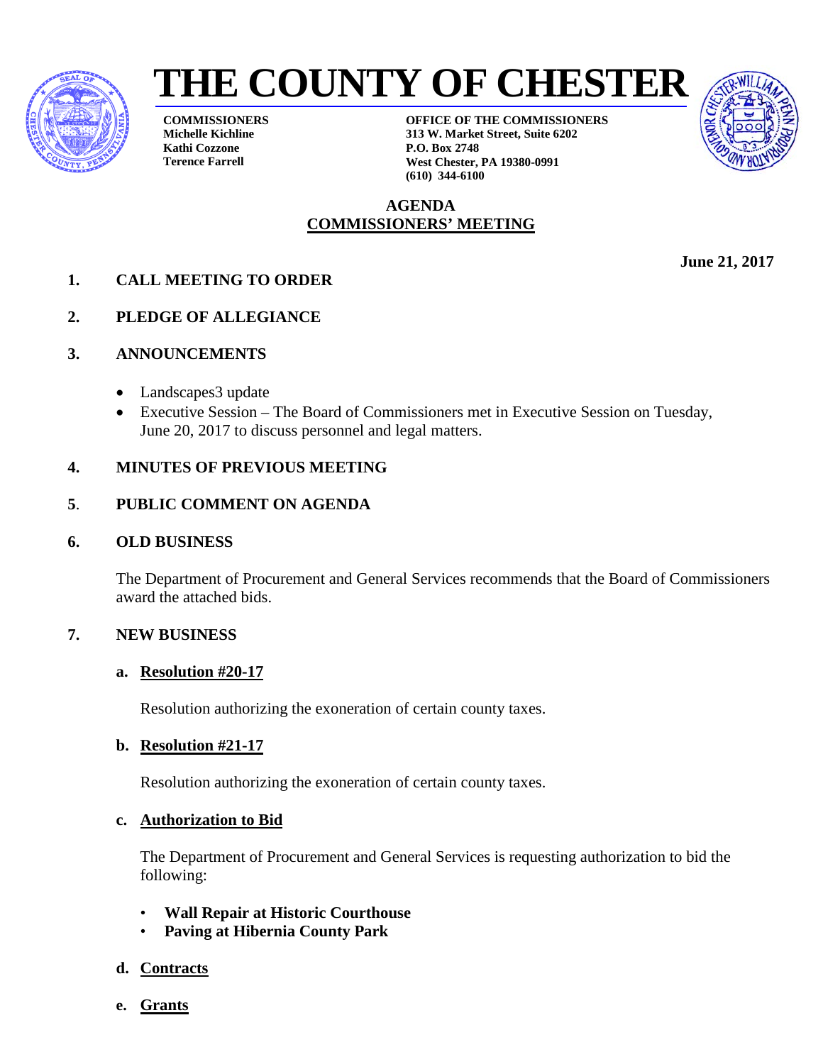# THE COUNTY OF CHESTER

**COMMISSIONERS**
**Michelle Kichline**
**Kathi Cozzone**
**Terence Farrell**

**OFFICE OF THE COMMISSIONERS**
**313 W. Market Street, Suite 6202**
**P.O. Box 2748**
**West Chester, PA 19380-0991**
**(610) 344-6100**

## AGENDA
## COMMISSIONERS' MEETING

**June 21, 2017**

**1. CALL MEETING TO ORDER**

**2. PLEDGE OF ALLEGIANCE**

**3. ANNOUNCEMENTS**

- Landscapes3 update
- Executive Session – The Board of Commissioners met in Executive Session on Tuesday, June 20, 2017 to discuss personnel and legal matters.

**4. MINUTES OF PREVIOUS MEETING**

**5. PUBLIC COMMENT ON AGENDA**

**6. OLD BUSINESS**

The Department of Procurement and General Services recommends that the Board of Commissioners award the attached bids.

**7. NEW BUSINESS**

**a. Resolution #20-17**

Resolution authorizing the exoneration of certain county taxes.

**b. Resolution #21-17**

Resolution authorizing the exoneration of certain county taxes.

**c. Authorization to Bid**

The Department of Procurement and General Services is requesting authorization to bid the following:

- **Wall Repair at Historic Courthouse**
- **Paving at Hibernia County Park**

**d. Contracts**

**e. Grants**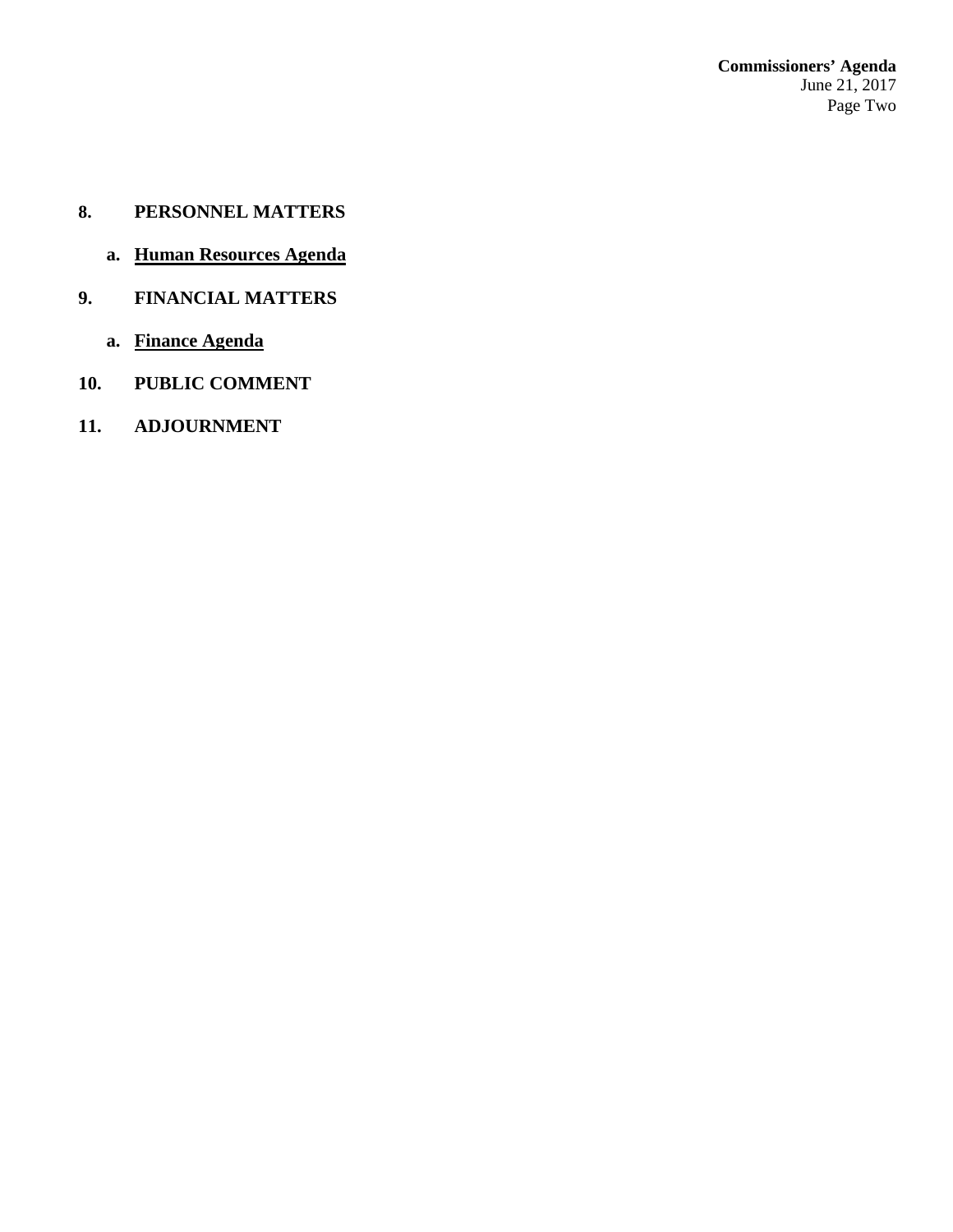## 8. PERSONNEL MATTERS

a. **Human Resources Agenda**

## 9. FINANCIAL MATTERS

a. **Finance Agenda**

## 10. PUBLIC COMMENT

## 11. ADJOURNMENT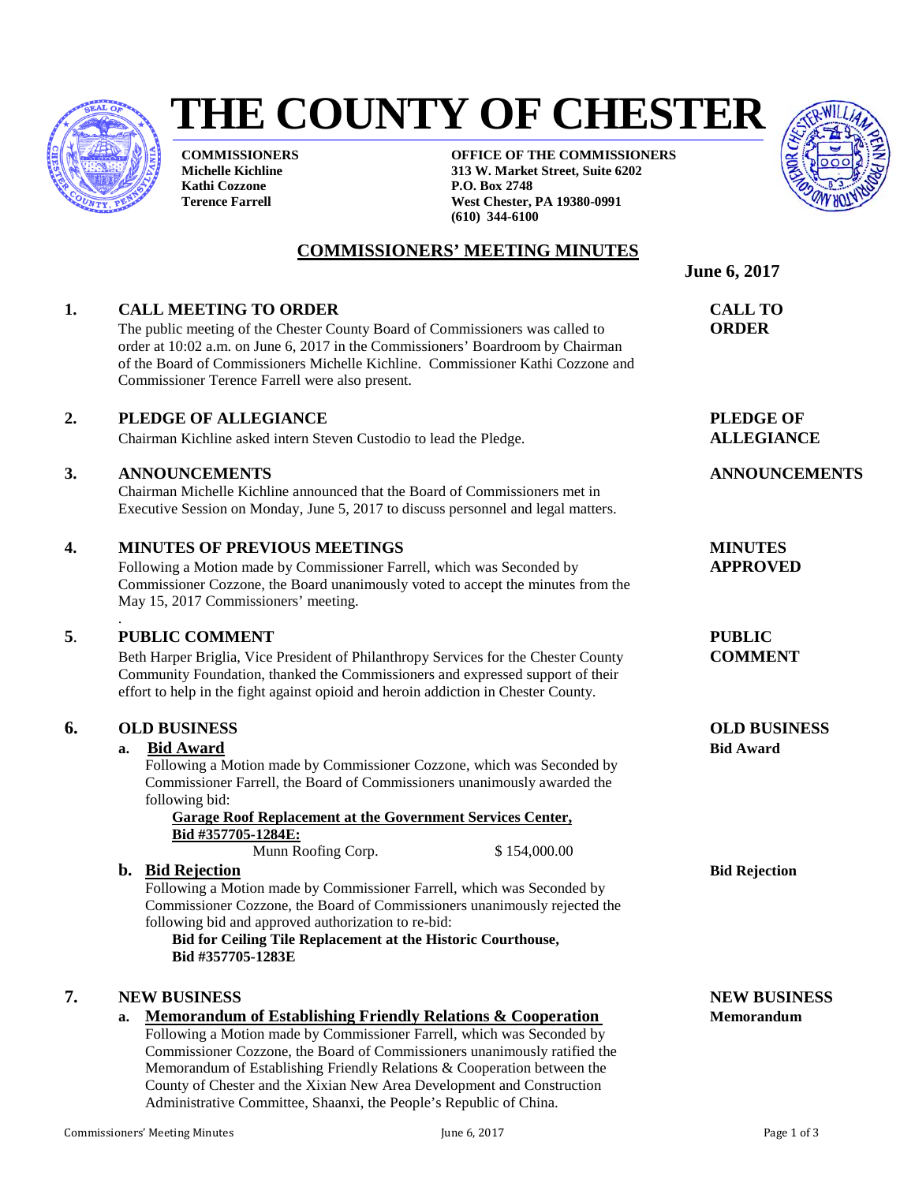# THE COUNTY OF CHESTER

**COMMISSIONERS**
**Michelle Kichline**
**Kathi Cozzone**
**Terence Farrell**

**OFFICE OF THE COMMISSIONERS**
**313 W. Market Street, Suite 6202**
**P.O. Box 2748**
**West Chester, PA 19380-0991**
**(610) 344-6100**

## COMMISSIONERS' MEETING MINUTES

**June 6, 2017**

### 1. CALL MEETING TO ORDER

**CALL TO ORDER**

The public meeting of the Chester County Board of Commissioners was called to order at 10:02 a.m. on June 6, 2017 in the Commissioners' Boardroom by Chairman of the Board of Commissioners Michelle Kichline. Commissioner Kathi Cozzone and Commissioner Terence Farrell were also present.

### 2. PLEDGE OF ALLEGIANCE

**PLEDGE OF ALLEGIANCE**

Chairman Kichline asked intern Steven Custodio to lead the Pledge.

### 3. ANNOUNCEMENTS

**ANNOUNCEMENTS**

Chairman Michelle Kichline announced that the Board of Commissioners met in Executive Session on Monday, June 5, 2017 to discuss personnel and legal matters.

### 4. MINUTES OF PREVIOUS MEETINGS

**MINUTES APPROVED**

Following a Motion made by Commissioner Farrell, which was Seconded by Commissioner Cozzone, the Board unanimously voted to accept the minutes from the May 15, 2017 Commissioners' meeting.

### 5. PUBLIC COMMENT

**PUBLIC COMMENT**

Beth Harper Briglia, Vice President of Philanthropy Services for the Chester County Community Foundation, thanked the Commissioners and expressed support of their effort to help in the fight against opioid and heroin addiction in Chester County.

### 6. OLD BUSINESS

**OLD BUSINESS**

**a. Bid Award**

**Bid Award**

Following a Motion made by Commissioner Cozzone, which was Seconded by Commissioner Farrell, the Board of Commissioners unanimously awarded the following bid:

**Garage Roof Replacement at the Government Services Center, Bid #357705-1284E:**

Munn Roofing Corp. $ 154,000.00

**b. Bid Rejection**

**Bid Rejection**

Following a Motion made by Commissioner Farrell, which was Seconded by Commissioner Cozzone, the Board of Commissioners unanimously rejected the following bid and approved authorization to re-bid:

**Bid for Ceiling Tile Replacement at the Historic Courthouse, Bid #357705-1283E**

### 7. NEW BUSINESS

**NEW BUSINESS**

**a. Memorandum of Establishing Friendly Relations & Cooperation**

**Memorandum**

Following a Motion made by Commissioner Farrell, which was Seconded by Commissioner Cozzone, the Board of Commissioners unanimously ratified the Memorandum of Establishing Friendly Relations & Cooperation between the County of Chester and the Xixian New Area Development and Construction Administrative Committee, Shaanxi, the People's Republic of China.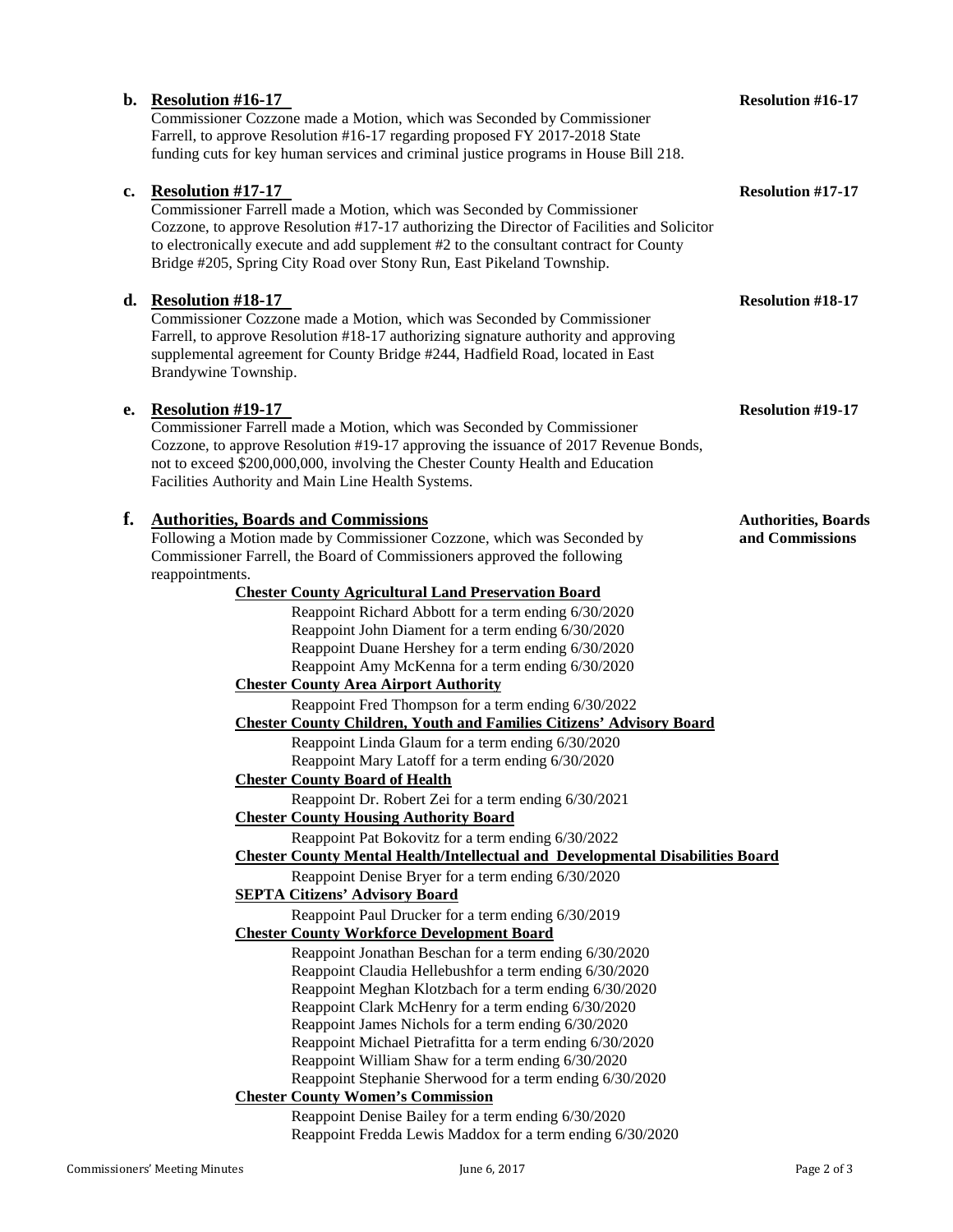**b. Resolution #16-17** — **Resolution #16-17**

Commissioner Cozzone made a Motion, which was Seconded by Commissioner Farrell, to approve Resolution #16-17 regarding proposed FY 2017-2018 State funding cuts for key human services and criminal justice programs in House Bill 218.

**c. Resolution #17-17** — **Resolution #17-17**

Commissioner Farrell made a Motion, which was Seconded by Commissioner Cozzone, to approve Resolution #17-17 authorizing the Director of Facilities and Solicitor to electronically execute and add supplement #2 to the consultant contract for County Bridge #205, Spring City Road over Stony Run, East Pikeland Township.

**d. Resolution #18-17** — **Resolution #18-17**

Commissioner Cozzone made a Motion, which was Seconded by Commissioner Farrell, to approve Resolution #18-17 authorizing signature authority and approving supplemental agreement for County Bridge #244, Hadfield Road, located in East Brandywine Township.

**e. Resolution #19-17** — **Resolution #19-17**

Commissioner Farrell made a Motion, which was Seconded by Commissioner Cozzone, to approve Resolution #19-17 approving the issuance of 2017 Revenue Bonds, not to exceed $200,000,000, involving the Chester County Health and Education Facilities Authority and Main Line Health Systems.

**f. Authorities, Boards and Commissions** — **Authorities, Boards and Commissions**

Following a Motion made by Commissioner Cozzone, which was Seconded by Commissioner Farrell, the Board of Commissioners approved the following reappointments.

**Chester County Agricultural Land Preservation Board**

- Reappoint Richard Abbott for a term ending 6/30/2020
- Reappoint John Diament for a term ending 6/30/2020
- Reappoint Duane Hershey for a term ending 6/30/2020
- Reappoint Amy McKenna for a term ending 6/30/2020

**Chester County Area Airport Authority**

- Reappoint Fred Thompson for a term ending 6/30/2022

**Chester County Children, Youth and Families Citizens' Advisory Board**

- Reappoint Linda Glaum for a term ending 6/30/2020
- Reappoint Mary Latoff for a term ending 6/30/2020

**Chester County Board of Health**

- Reappoint Dr. Robert Zei for a term ending 6/30/2021

**Chester County Housing Authority Board**

- Reappoint Pat Bokovitz for a term ending 6/30/2022

**Chester County Mental Health/Intellectual and Developmental Disabilities Board**

- Reappoint Denise Bryer for a term ending 6/30/2020

**SEPTA Citizens' Advisory Board**

- Reappoint Paul Drucker for a term ending 6/30/2019

**Chester County Workforce Development Board**

- Reappoint Jonathan Beschan for a term ending 6/30/2020
- Reappoint Claudia Hellebushfor a term ending 6/30/2020
- Reappoint Meghan Klotzbach for a term ending 6/30/2020
- Reappoint Clark McHenry for a term ending 6/30/2020
- Reappoint James Nichols for a term ending 6/30/2020
- Reappoint Michael Pietrafitta for a term ending 6/30/2020
- Reappoint William Shaw for a term ending 6/30/2020
- Reappoint Stephanie Sherwood for a term ending 6/30/2020

**Chester County Women's Commission**

- Reappoint Denise Bailey for a term ending 6/30/2020
- Reappoint Fredda Lewis Maddox for a term ending 6/30/2020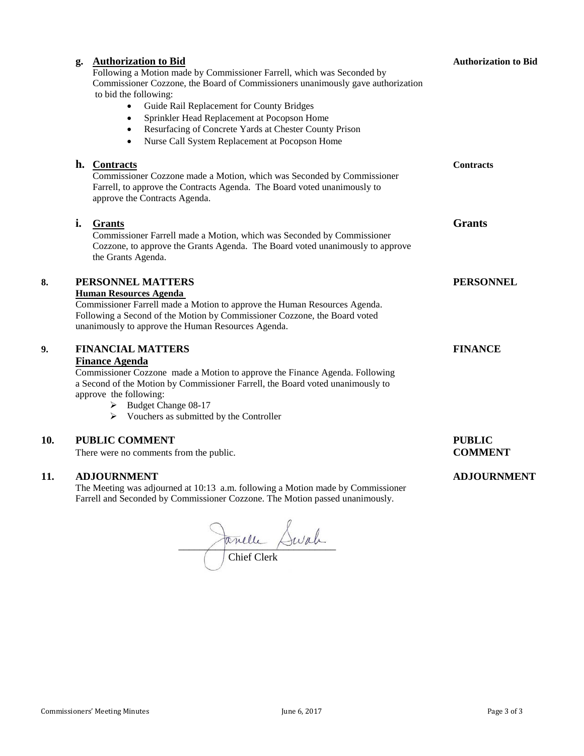**g. Authorization to Bid** — **Authorization to Bid**

Following a Motion made by Commissioner Farrell, which was Seconded by Commissioner Cozzone, the Board of Commissioners unanimously gave authorization to bid the following:

- Guide Rail Replacement for County Bridges
- Sprinkler Head Replacement at Pocopson Home
- Resurfacing of Concrete Yards at Chester County Prison
- Nurse Call System Replacement at Pocopson Home

**h. Contracts** — **Contracts**

Commissioner Cozzone made a Motion, which was Seconded by Commissioner Farrell, to approve the Contracts Agenda. The Board voted unanimously to approve the Contracts Agenda.

**i. Grants** — **Grants**

Commissioner Farrell made a Motion, which was Seconded by Commissioner Cozzone, to approve the Grants Agenda. The Board voted unanimously to approve the Grants Agenda.

## 8. PERSONNEL MATTERS — PERSONNEL

**Human Resources Agenda**

Commissioner Farrell made a Motion to approve the Human Resources Agenda. Following a Second of the Motion by Commissioner Cozzone, the Board voted unanimously to approve the Human Resources Agenda.

## 9. FINANCIAL MATTERS — FINANCE

**Finance Agenda**

Commissioner Cozzone made a Motion to approve the Finance Agenda. Following a Second of the Motion by Commissioner Farrell, the Board voted unanimously to approve the following:

- Budget Change 08-17
- Vouchers as submitted by the Controller

## 10. PUBLIC COMMENT — PUBLIC COMMENT

There were no comments from the public.

## 11. ADJOURNMENT — ADJOURNMENT

The Meeting was adjourned at 10:13 a.m. following a Motion made by Commissioner Farrell and Seconded by Commissioner Cozzone. The Motion passed unanimously.

Janelle Swab

Chief Clerk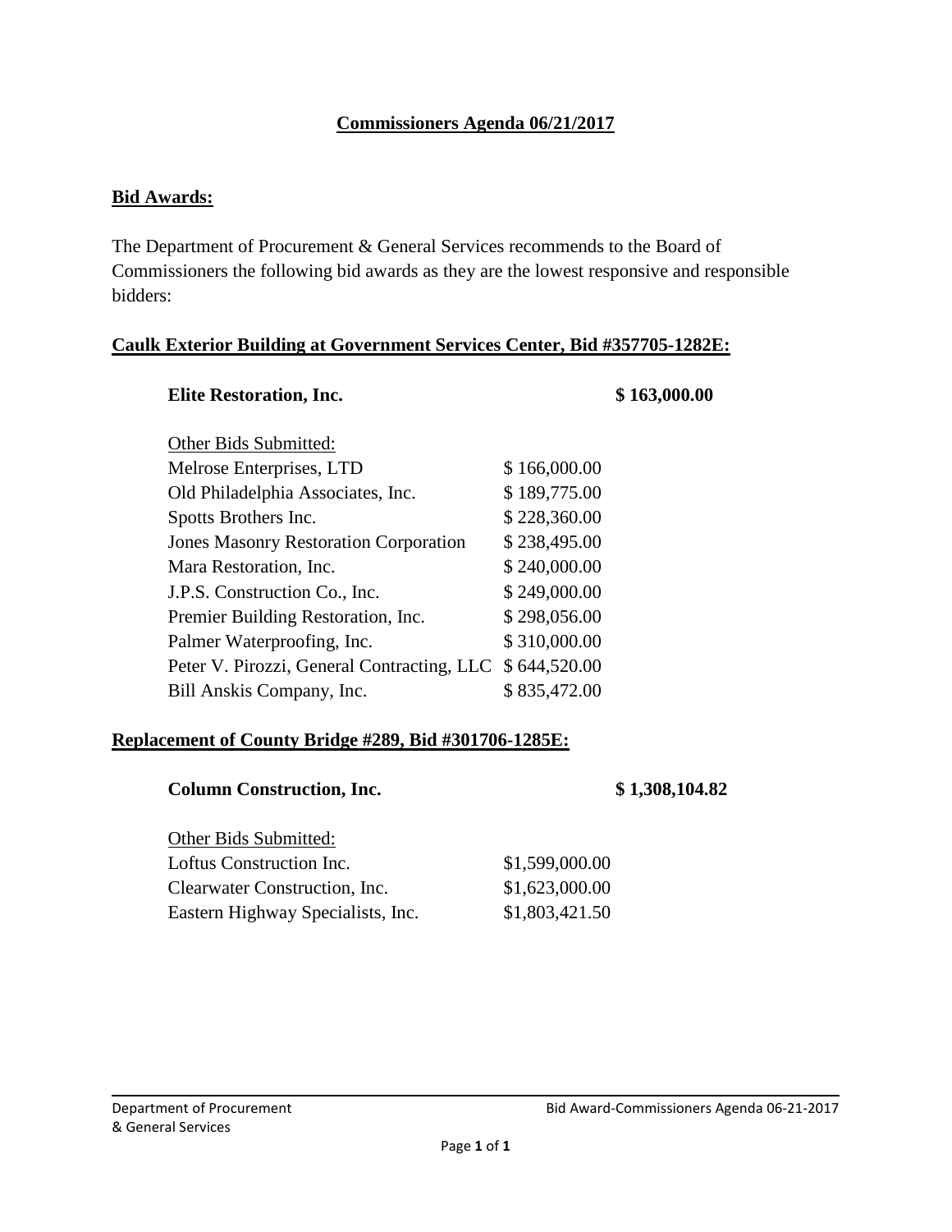**Commissioners Agenda 06/21/2017**

**Bid Awards:**

The Department of Procurement & General Services recommends to the Board of Commissioners the following bid awards as they are the lowest responsive and responsible bidders:

**Caulk Exterior Building at Government Services Center, Bid #357705-1282E:**

**Elite Restoration, Inc.** **$ 163,000.00**

Other Bids Submitted:

| | |
|---|---|
| Melrose Enterprises, LTD | $ 166,000.00 |
| Old Philadelphia Associates, Inc. | $ 189,775.00 |
| Spotts Brothers Inc. | $ 228,360.00 |
| Jones Masonry Restoration Corporation | $ 238,495.00 |
| Mara Restoration, Inc. | $ 240,000.00 |
| J.P.S. Construction Co., Inc. | $ 249,000.00 |
| Premier Building Restoration, Inc. | $ 298,056.00 |
| Palmer Waterproofing, Inc. | $ 310,000.00 |
| Peter V. Pirozzi, General Contracting, LLC | $ 644,520.00 |
| Bill Anskis Company, Inc. | $ 835,472.00 |

**Replacement of County Bridge #289, Bid #301706-1285E:**

**Column Construction, Inc.** **$ 1,308,104.82**

Other Bids Submitted:

| | |
|---|---|
| Loftus Construction Inc. | $1,599,000.00 |
| Clearwater Construction, Inc. | $1,623,000.00 |
| Eastern Highway Specialists, Inc. | $1,803,421.50 |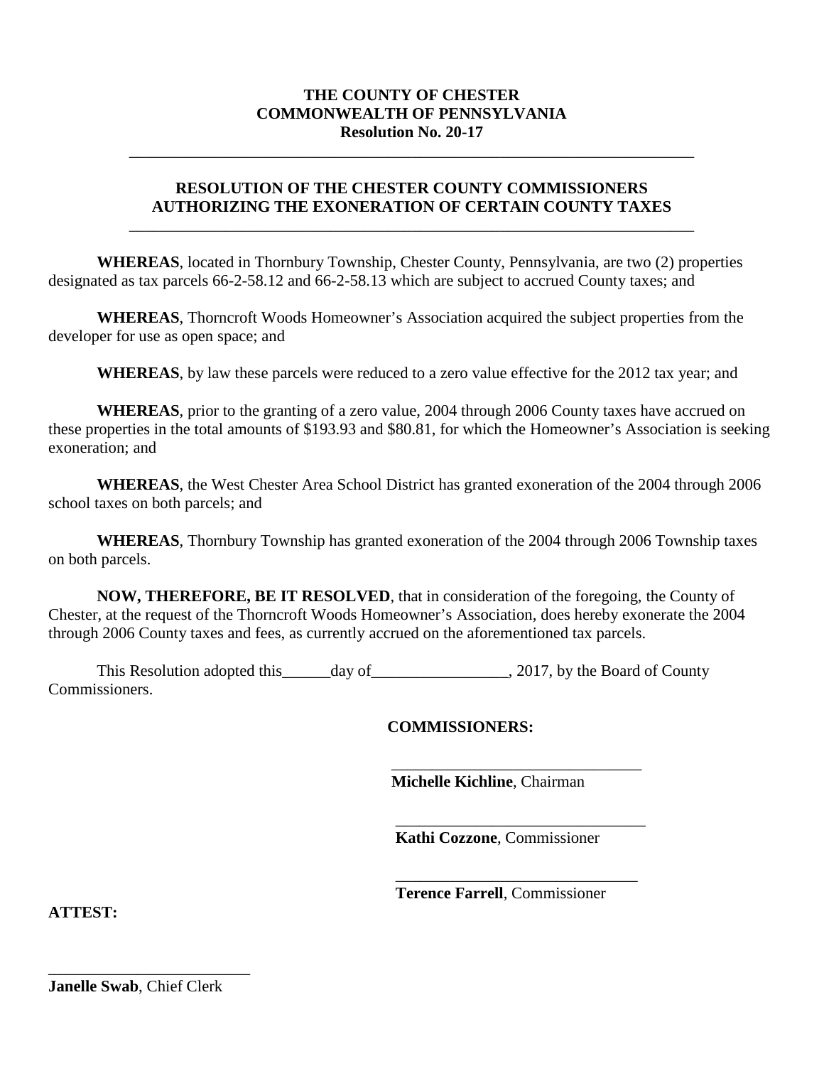**THE COUNTY OF CHESTER**
**COMMONWEALTH OF PENNSYLVANIA**
**Resolution No. 20-17**

---

## RESOLUTION OF THE CHESTER COUNTY COMMISSIONERS AUTHORIZING THE EXONERATION OF CERTAIN COUNTY TAXES

---

**WHEREAS**, located in Thornbury Township, Chester County, Pennsylvania, are two (2) properties designated as tax parcels 66-2-58.12 and 66-2-58.13 which are subject to accrued County taxes; and

**WHEREAS**, Thorncroft Woods Homeowner's Association acquired the subject properties from the developer for use as open space; and

**WHEREAS**, by law these parcels were reduced to a zero value effective for the 2012 tax year; and

**WHEREAS**, prior to the granting of a zero value, 2004 through 2006 County taxes have accrued on these properties in the total amounts of $193.93 and $80.81, for which the Homeowner's Association is seeking exoneration; and

**WHEREAS**, the West Chester Area School District has granted exoneration of the 2004 through 2006 school taxes on both parcels; and

**WHEREAS**, Thornbury Township has granted exoneration of the 2004 through 2006 Township taxes on both parcels.

**NOW, THEREFORE, BE IT RESOLVED**, that in consideration of the foregoing, the County of Chester, at the request of the Thorncroft Woods Homeowner's Association, does hereby exonerate the 2004 through 2006 County taxes and fees, as currently accrued on the aforementioned tax parcels.

This Resolution adopted this______day of_________________, 2017, by the Board of County Commissioners.

**COMMISSIONERS:**

_________________________________
**Michelle Kichline**, Chairman

_________________________________
**Kathi Cozzone**, Commissioner

_________________________________
**Terence Farrell**, Commissioner

**ATTEST:**

__________________________
**Janelle Swab**, Chief Clerk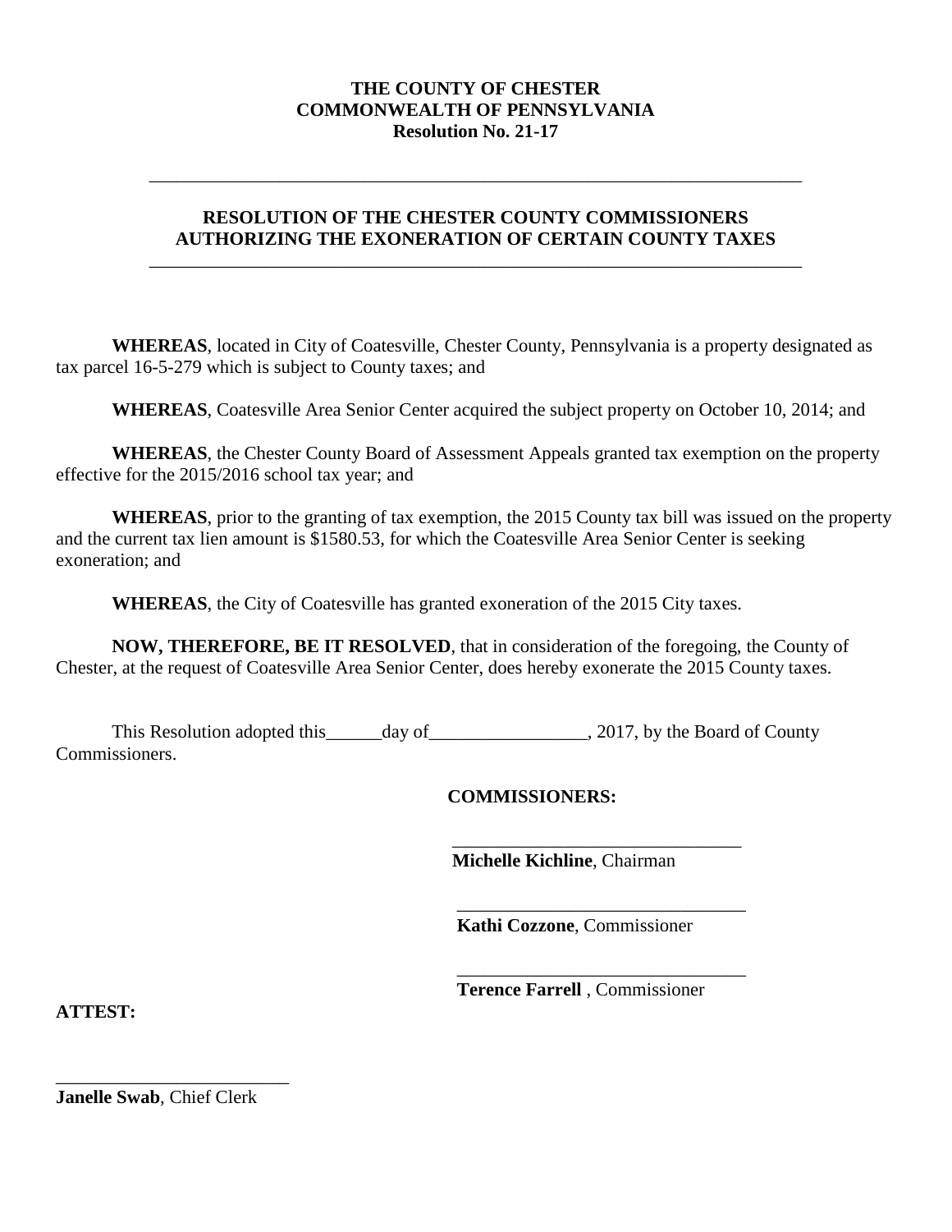**THE COUNTY OF CHESTER**
**COMMONWEALTH OF PENNSYLVANIA**
**Resolution No. 21-17**

---

## RESOLUTION OF THE CHESTER COUNTY COMMISSIONERS AUTHORIZING THE EXONERATION OF CERTAIN COUNTY TAXES

---

**WHEREAS**, located in City of Coatesville, Chester County, Pennsylvania is a property designated as tax parcel 16-5-279 which is subject to County taxes; and

**WHEREAS**, Coatesville Area Senior Center acquired the subject property on October 10, 2014; and

**WHEREAS**, the Chester County Board of Assessment Appeals granted tax exemption on the property effective for the 2015/2016 school tax year; and

**WHEREAS**, prior to the granting of tax exemption, the 2015 County tax bill was issued on the property and the current tax lien amount is $1580.53, for which the Coatesville Area Senior Center is seeking exoneration; and

**WHEREAS**, the City of Coatesville has granted exoneration of the 2015 City taxes.

**NOW, THEREFORE, BE IT RESOLVED**, that in consideration of the foregoing, the County of Chester, at the request of Coatesville Area Senior Center, does hereby exonerate the 2015 County taxes.

This Resolution adopted this______day of_________________, 2017, by the Board of County Commissioners.

**COMMISSIONERS:**

_______________________________
**Michelle Kichline**, Chairman

_______________________________
**Kathi Cozzone**, Commissioner

_______________________________
**Terence Farrell** , Commissioner

**ATTEST:**

_________________________
**Janelle Swab**, Chief Clerk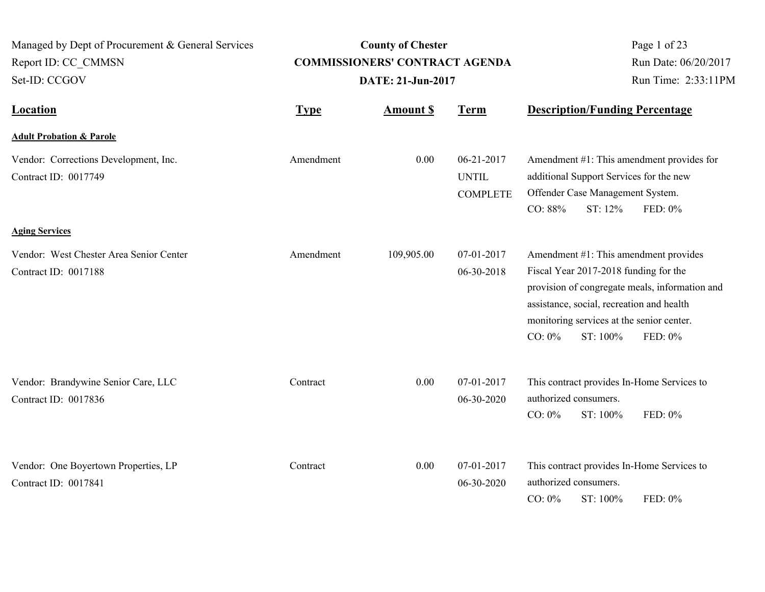Managed by Dept of Procurement & General Services
Report ID: CC_CMMSN
Set-ID: CCGOV

**County of Chester**
**COMMISSIONERS' CONTRACT AGENDA**
**DATE: 21-Jun-2017**

Run Date: 06/20/2017
Run Time: 2:33:11PM

| Location | Type | Amount $ | Term | Description/Funding Percentage |
|---|---|---|---|---|
| **Adult Probation & Parole** | | | | |
| Vendor: Corrections Development, Inc.<br>Contract ID: 0017749 | Amendment | 0.00 | 06-21-2017<br>UNTIL<br>COMPLETE | Amendment #1: This amendment provides for additional Support Services for the new Offender Case Management System.<br>CO: 88% ST: 12% FED: 0% |
| **Aging Services** | | | | |
| Vendor: West Chester Area Senior Center<br>Contract ID: 0017188 | Amendment | 109,905.00 | 07-01-2017<br>06-30-2018 | Amendment #1: This amendment provides Fiscal Year 2017-2018 funding for the provision of congregate meals, information and assistance, social, recreation and health monitoring services at the senior center.<br>CO: 0% ST: 100% FED: 0% |
| Vendor: Brandywine Senior Care, LLC<br>Contract ID: 0017836 | Contract | 0.00 | 07-01-2017<br>06-30-2020 | This contract provides In-Home Services to authorized consumers.<br>CO: 0% ST: 100% FED: 0% |
| Vendor: One Boyertown Properties, LP<br>Contract ID: 0017841 | Contract | 0.00 | 07-01-2017<br>06-30-2020 | This contract provides In-Home Services to authorized consumers.<br>CO: 0% ST: 100% FED: 0% |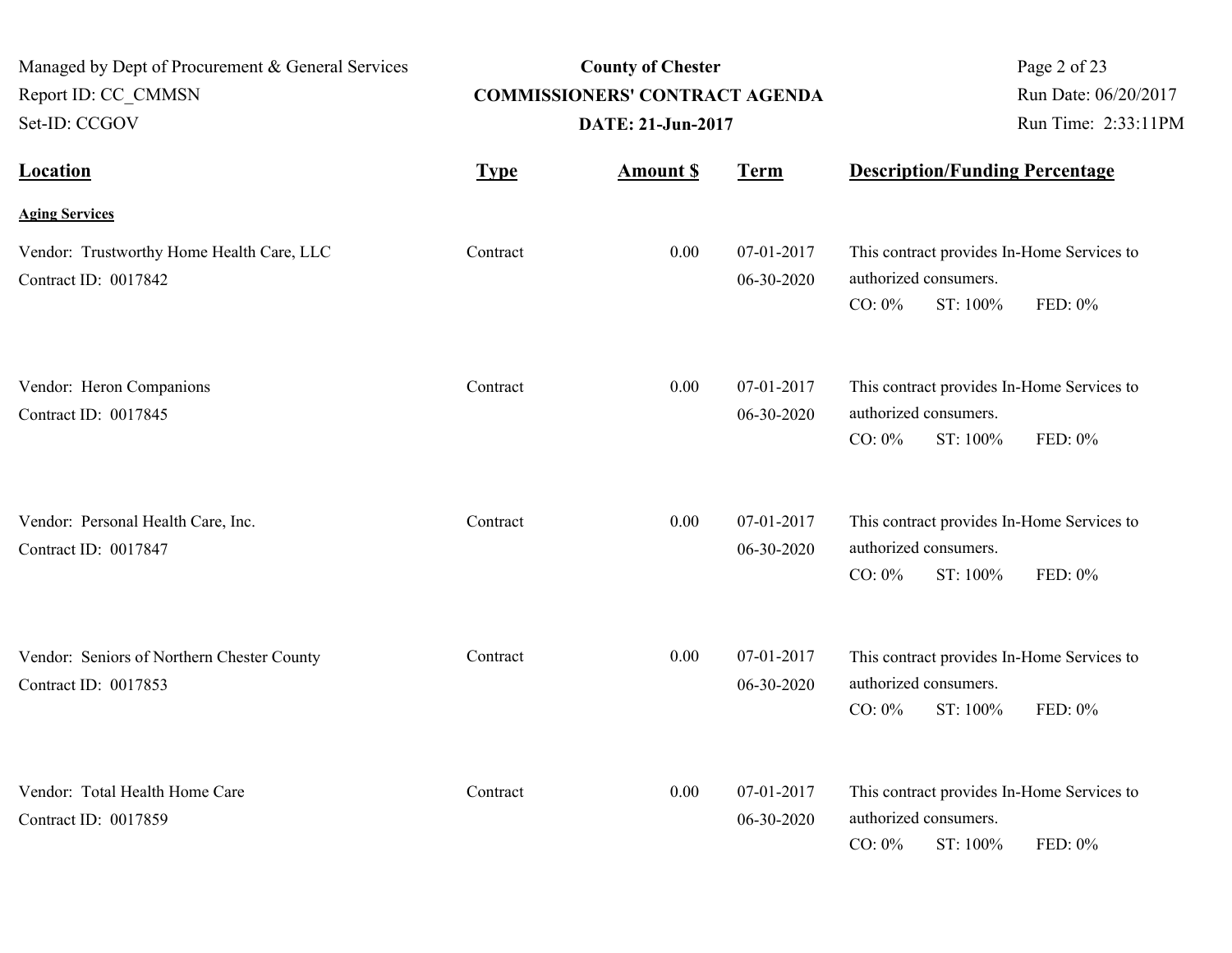| Location | Type | Amount $ | Term | Description/Funding Percentage |
|---|---|---|---|---|
| **Aging Services** | | | | |
| Vendor: Trustworthy Home Health Care, LLC<br>Contract ID: 0017842 | Contract | 0.00 | 07-01-2017<br>06-30-2020 | This contract provides In-Home Services to authorized consumers.<br>CO: 0% ST: 100% FED: 0% |
| Vendor: Heron Companions<br>Contract ID: 0017845 | Contract | 0.00 | 07-01-2017<br>06-30-2020 | This contract provides In-Home Services to authorized consumers.<br>CO: 0% ST: 100% FED: 0% |
| Vendor: Personal Health Care, Inc.<br>Contract ID: 0017847 | Contract | 0.00 | 07-01-2017<br>06-30-2020 | This contract provides In-Home Services to authorized consumers.<br>CO: 0% ST: 100% FED: 0% |
| Vendor: Seniors of Northern Chester County<br>Contract ID: 0017853 | Contract | 0.00 | 07-01-2017<br>06-30-2020 | This contract provides In-Home Services to authorized consumers.<br>CO: 0% ST: 100% FED: 0% |
| Vendor: Total Health Home Care<br>Contract ID: 0017859 | Contract | 0.00 | 07-01-2017<br>06-30-2020 | This contract provides In-Home Services to authorized consumers.<br>CO: 0% ST: 100% FED: 0% |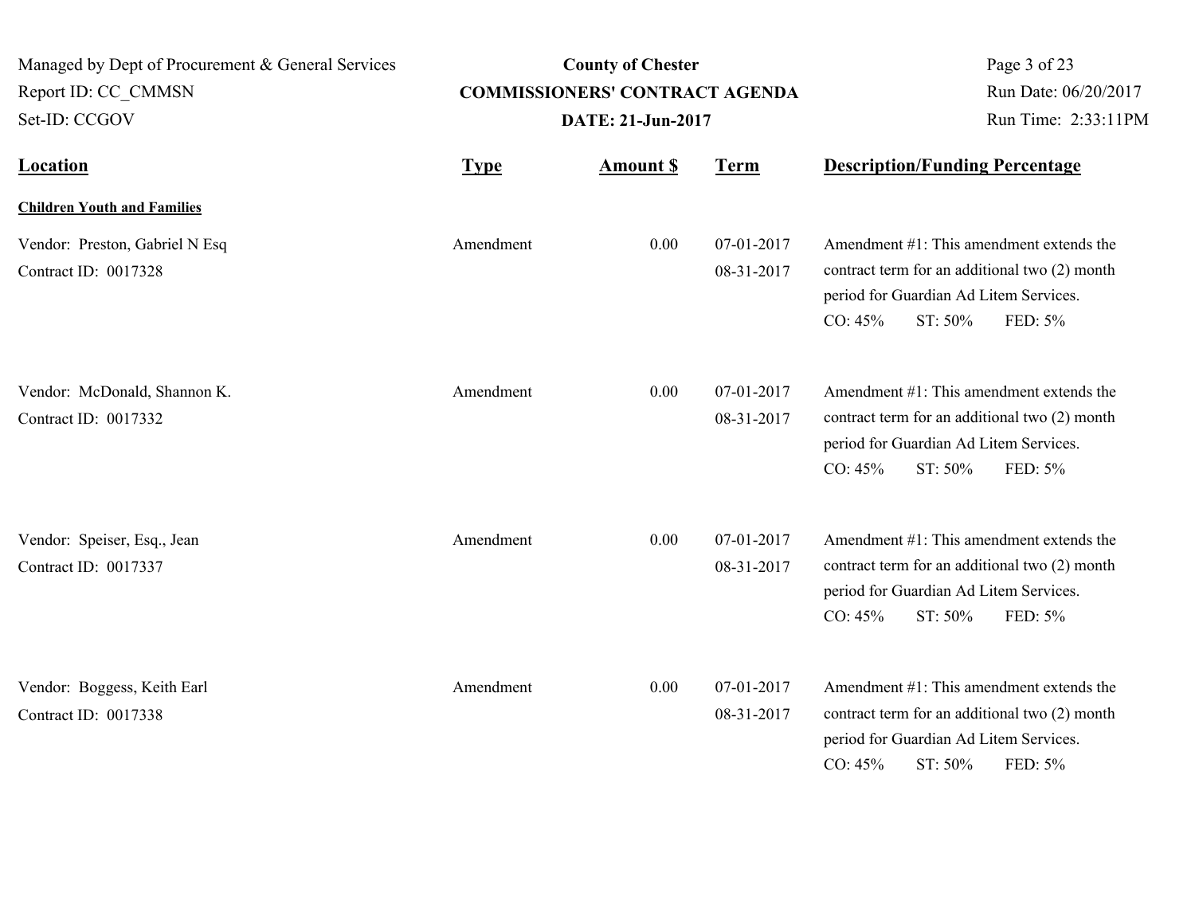| Location | Type | Amount $ | Term | Description/Funding Percentage |
|---|---|---|---|---|
| **Children Youth and Families** | | | | |
| Vendor: Preston, Gabriel N Esq<br>Contract ID: 0017328 | Amendment | 0.00 | 07-01-2017<br>08-31-2017 | Amendment #1: This amendment extends the contract term for an additional two (2) month period for Guardian Ad Litem Services.<br>CO: 45% ST: 50% FED: 5% |
| Vendor: McDonald, Shannon K.<br>Contract ID: 0017332 | Amendment | 0.00 | 07-01-2017<br>08-31-2017 | Amendment #1: This amendment extends the contract term for an additional two (2) month period for Guardian Ad Litem Services.<br>CO: 45% ST: 50% FED: 5% |
| Vendor: Speiser, Esq., Jean<br>Contract ID: 0017337 | Amendment | 0.00 | 07-01-2017<br>08-31-2017 | Amendment #1: This amendment extends the contract term for an additional two (2) month period for Guardian Ad Litem Services.<br>CO: 45% ST: 50% FED: 5% |
| Vendor: Boggess, Keith Earl<br>Contract ID: 0017338 | Amendment | 0.00 | 07-01-2017<br>08-31-2017 | Amendment #1: This amendment extends the contract term for an additional two (2) month period for Guardian Ad Litem Services.<br>CO: 45% ST: 50% FED: 5% |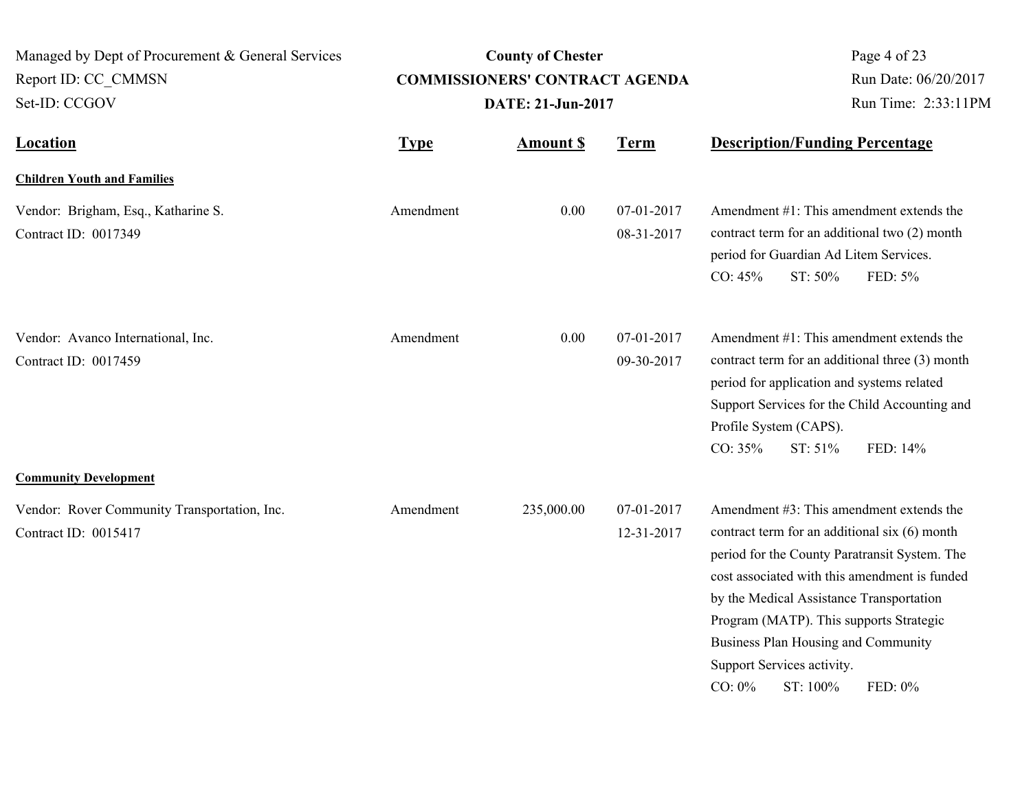Managed by Dept of Procurement & General Services
Report ID: CC_CMMSN
Set-ID: CCGOV

**County of Chester**
**COMMISSIONERS' CONTRACT AGENDA**
**DATE: 21-Jun-2017**

Run Date: 06/20/2017
Run Time: 2:33:11PM

| Location | Type | Amount $ | Term | Description/Funding Percentage |
|---|---|---|---|---|
| **Children Youth and Families** | | | | |
| Vendor: Brigham, Esq., Katharine S.<br>Contract ID: 0017349 | Amendment | 0.00 | 07-01-2017<br>08-31-2017 | Amendment #1: This amendment extends the contract term for an additional two (2) month period for Guardian Ad Litem Services.<br>CO: 45% ST: 50% FED: 5% |
| Vendor: Avanco International, Inc.<br>Contract ID: 0017459 | Amendment | 0.00 | 07-01-2017<br>09-30-2017 | Amendment #1: This amendment extends the contract term for an additional three (3) month period for application and systems related Support Services for the Child Accounting and Profile System (CAPS).<br>CO: 35% ST: 51% FED: 14% |
| **Community Development** | | | | |
| Vendor: Rover Community Transportation, Inc.<br>Contract ID: 0015417 | Amendment | 235,000.00 | 07-01-2017<br>12-31-2017 | Amendment #3: This amendment extends the contract term for an additional six (6) month period for the County Paratransit System. The cost associated with this amendment is funded by the Medical Assistance Transportation Program (MATP). This supports Strategic Business Plan Housing and Community Support Services activity.<br>CO: 0% ST: 100% FED: 0% |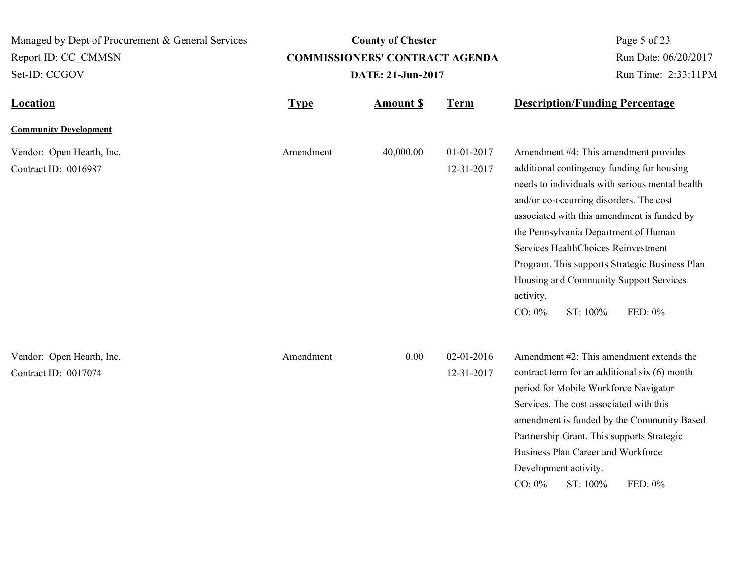| Location | Type | Amount $ | Term | Description/Funding Percentage |
|---|---|---|---|---|
| **Community Development** | | | | |
| Vendor: Open Hearth, Inc.<br>Contract ID: 0016987 | Amendment | 40,000.00 | 01-01-2017<br>12-31-2017 | Amendment #4: This amendment provides additional contingency funding for housing needs to individuals with serious mental health and/or co-occurring disorders. The cost associated with this amendment is funded by the Pennsylvania Department of Human Services HealthChoices Reinvestment Program. This supports Strategic Business Plan Housing and Community Support Services activity.<br>CO: 0% ST: 100% FED: 0% |
| Vendor: Open Hearth, Inc.<br>Contract ID: 0017074 | Amendment | 0.00 | 02-01-2016<br>12-31-2017 | Amendment #2: This amendment extends the contract term for an additional six (6) month period for Mobile Workforce Navigator Services. The cost associated with this amendment is funded by the Community Based Partnership Grant. This supports Strategic Business Plan Career and Workforce Development activity.<br>CO: 0% ST: 100% FED: 0% |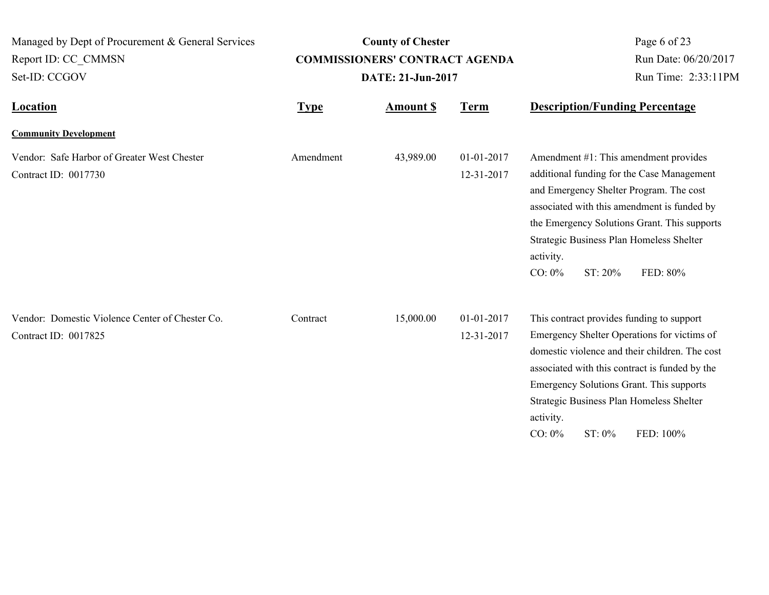Managed by Dept of Procurement & General Services
Report ID: CC_CMMSN
Set-ID: CCGOV

**County of Chester**
**COMMISSIONERS' CONTRACT AGENDA**
**DATE: 21-Jun-2017**

Run Date: 06/20/2017
Run Time: 2:33:11PM

| Location | Type | Amount $ | Term | Description/Funding Percentage |
|---|---|---|---|---|
| **Community Development** | | | | |
| Vendor: Safe Harbor of Greater West Chester<br>Contract ID: 0017730 | Amendment | 43,989.00 | 01-01-2017<br>12-31-2017 | Amendment #1: This amendment provides additional funding for the Case Management and Emergency Shelter Program. The cost associated with this amendment is funded by the Emergency Solutions Grant. This supports Strategic Business Plan Homeless Shelter activity.<br>CO: 0% ST: 20% FED: 80% |
| Vendor: Domestic Violence Center of Chester Co.<br>Contract ID: 0017825 | Contract | 15,000.00 | 01-01-2017<br>12-31-2017 | This contract provides funding to support Emergency Shelter Operations for victims of domestic violence and their children. The cost associated with this contract is funded by the Emergency Solutions Grant. This supports Strategic Business Plan Homeless Shelter activity.<br>CO: 0% ST: 0% FED: 100% |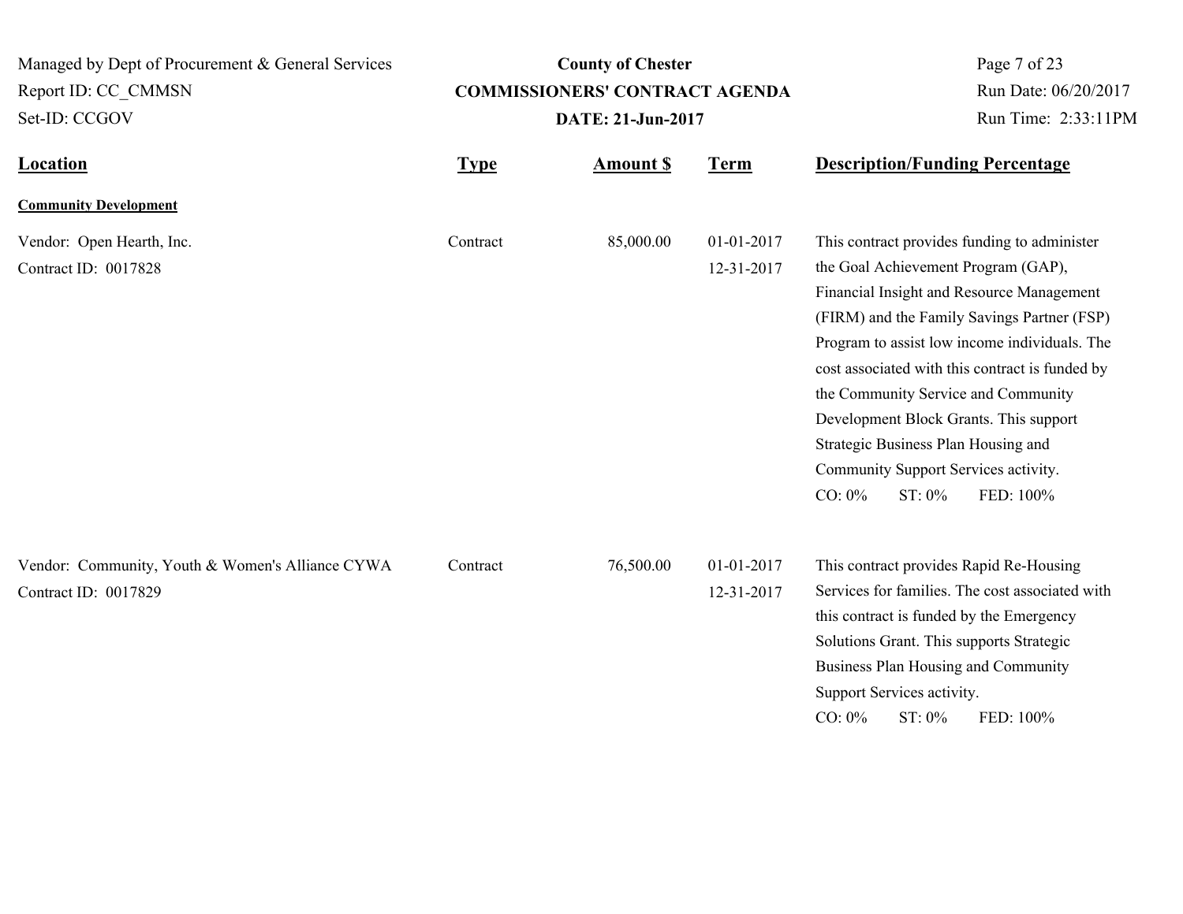Managed by Dept of Procurement & General Services
Report ID: CC_CMMSN
Set-ID: CCGOV

**County of Chester**
**COMMISSIONERS' CONTRACT AGENDA**
**DATE: 21-Jun-2017**

Run Date: 06/20/2017
Run Time: 2:33:11PM

| Location | Type | Amount $ | Term | Description/Funding Percentage |
|---|---|---|---|---|
| **Community Development** | | | | |
| Vendor: Open Hearth, Inc.<br>Contract ID: 0017828 | Contract | 85,000.00 | 01-01-2017<br>12-31-2017 | This contract provides funding to administer the Goal Achievement Program (GAP), Financial Insight and Resource Management (FIRM) and the Family Savings Partner (FSP) Program to assist low income individuals. The cost associated with this contract is funded by the Community Service and Community Development Block Grants. This support Strategic Business Plan Housing and Community Support Services activity.<br>CO: 0% ST: 0% FED: 100% |
| Vendor: Community, Youth & Women's Alliance CYWA<br>Contract ID: 0017829 | Contract | 76,500.00 | 01-01-2017<br>12-31-2017 | This contract provides Rapid Re-Housing Services for families. The cost associated with this contract is funded by the Emergency Solutions Grant. This supports Strategic Business Plan Housing and Community Support Services activity.<br>CO: 0% ST: 0% FED: 100% |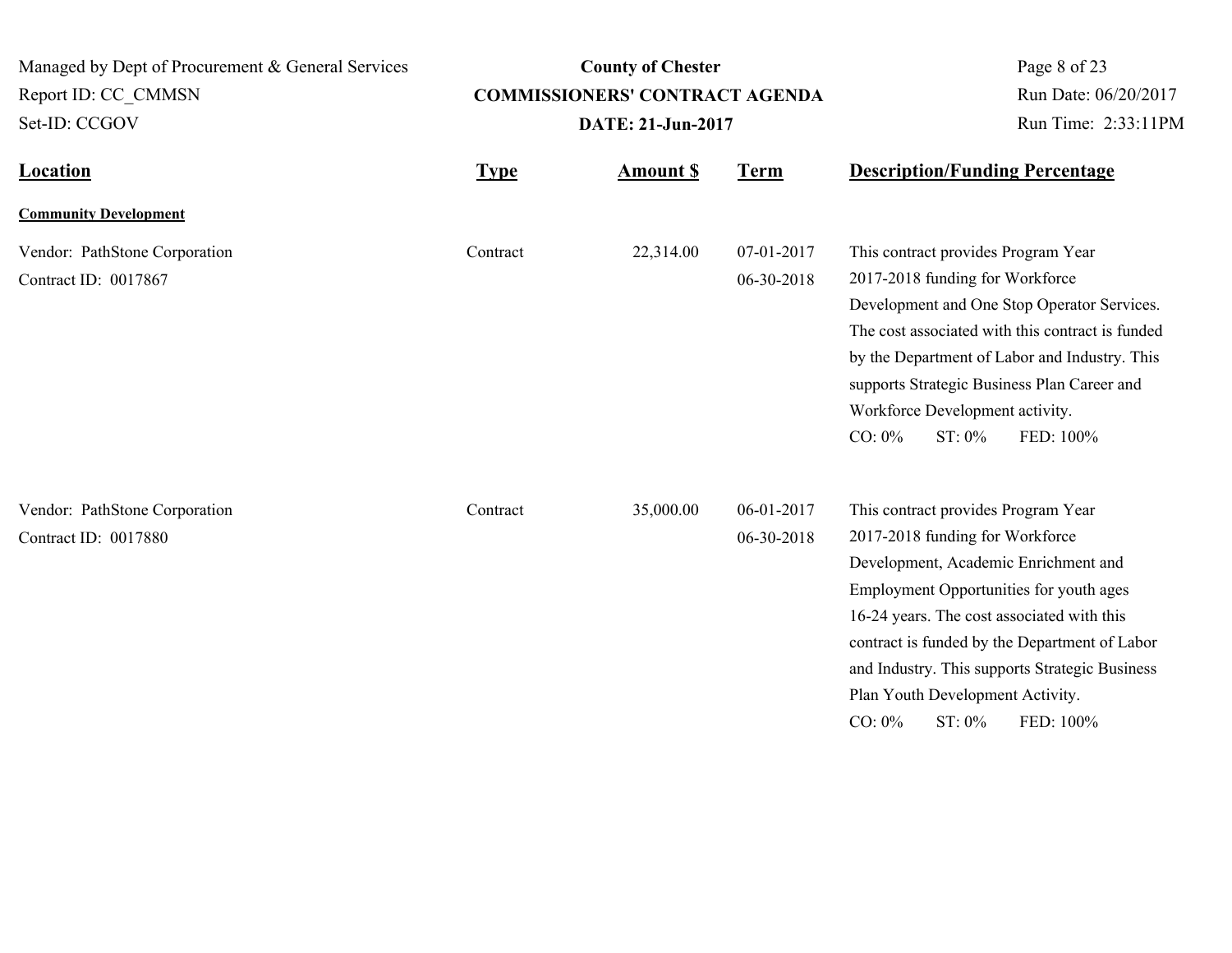Managed by Dept of Procurement & General Services
Report ID: CC_CMMSN
Set-ID: CCGOV

**County of Chester**
**COMMISSIONERS' CONTRACT AGENDA**
**DATE: 21-Jun-2017**

Run Date: 06/20/2017
Run Time: 2:33:11PM

| Location | Type | Amount $ | Term | Description/Funding Percentage |
|---|---|---|---|---|
| **Community Development** | | | | |
| Vendor: PathStone Corporation<br>Contract ID: 0017867 | Contract | 22,314.00 | 07-01-2017<br>06-30-2018 | This contract provides Program Year 2017-2018 funding for Workforce Development and One Stop Operator Services. The cost associated with this contract is funded by the Department of Labor and Industry. This supports Strategic Business Plan Career and Workforce Development activity.<br>CO: 0% ST: 0% FED: 100% |
| Vendor: PathStone Corporation<br>Contract ID: 0017880 | Contract | 35,000.00 | 06-01-2017<br>06-30-2018 | This contract provides Program Year 2017-2018 funding for Workforce Development, Academic Enrichment and Employment Opportunities for youth ages 16-24 years. The cost associated with this contract is funded by the Department of Labor and Industry. This supports Strategic Business Plan Youth Development Activity.<br>CO: 0% ST: 0% FED: 100% |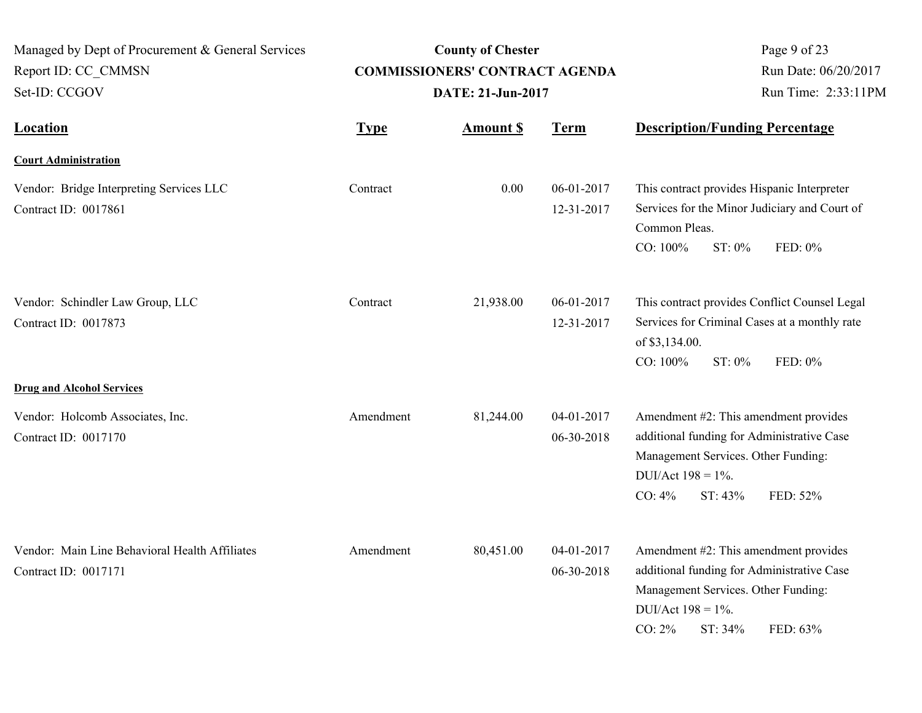| Location | Type | Amount $ | Term | Description/Funding Percentage |
|---|---|---|---|---|
| **Court Administration** | | | | |
| Vendor: Bridge Interpreting Services LLC<br>Contract ID: 0017861 | Contract | 0.00 | 06-01-2017<br>12-31-2017 | This contract provides Hispanic Interpreter Services for the Minor Judiciary and Court of Common Pleas.<br>CO: 100% ST: 0% FED: 0% |
| Vendor: Schindler Law Group, LLC<br>Contract ID: 0017873 | Contract | 21,938.00 | 06-01-2017<br>12-31-2017 | This contract provides Conflict Counsel Legal Services for Criminal Cases at a monthly rate of $3,134.00.<br>CO: 100% ST: 0% FED: 0% |
| **Drug and Alcohol Services** | | | | |
| Vendor: Holcomb Associates, Inc.<br>Contract ID: 0017170 | Amendment | 81,244.00 | 04-01-2017<br>06-30-2018 | Amendment #2: This amendment provides additional funding for Administrative Case Management Services. Other Funding: DUI/Act 198 = 1%.<br>CO: 4% ST: 43% FED: 52% |
| Vendor: Main Line Behavioral Health Affiliates<br>Contract ID: 0017171 | Amendment | 80,451.00 | 04-01-2017<br>06-30-2018 | Amendment #2: This amendment provides additional funding for Administrative Case Management Services. Other Funding: DUI/Act 198 = 1%.<br>CO: 2% ST: 34% FED: 63% |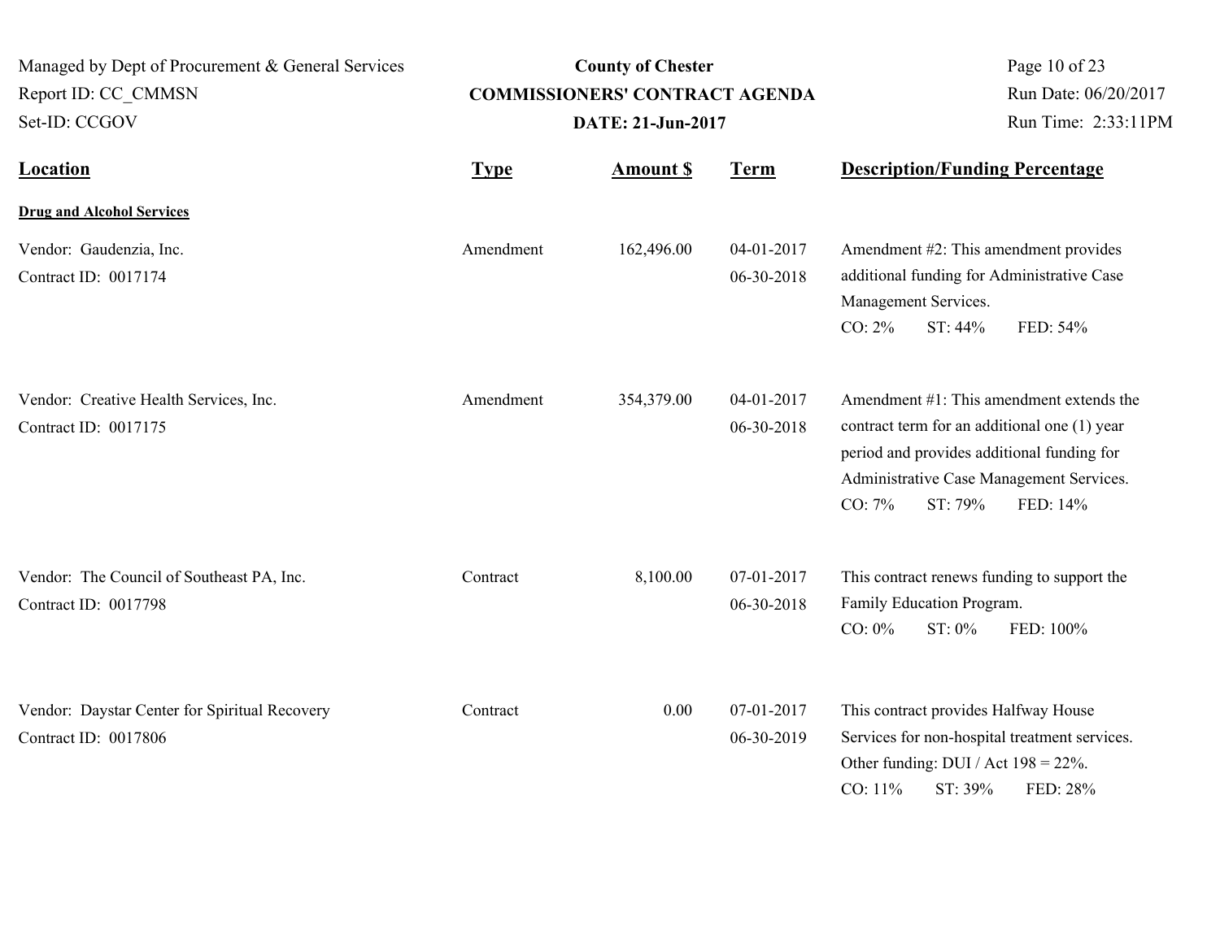| Location | Type | Amount $ | Term | Description/Funding Percentage |
|---|---|---|---|---|
| **Drug and Alcohol Services** | | | | |
| Vendor: Gaudenzia, Inc.<br>Contract ID: 0017174 | Amendment | 162,496.00 | 04-01-2017<br>06-30-2018 | Amendment #2: This amendment provides additional funding for Administrative Case Management Services.<br>CO: 2% ST: 44% FED: 54% |
| Vendor: Creative Health Services, Inc.<br>Contract ID: 0017175 | Amendment | 354,379.00 | 04-01-2017<br>06-30-2018 | Amendment #1: This amendment extends the contract term for an additional one (1) year period and provides additional funding for Administrative Case Management Services.<br>CO: 7% ST: 79% FED: 14% |
| Vendor: The Council of Southeast PA, Inc.<br>Contract ID: 0017798 | Contract | 8,100.00 | 07-01-2017<br>06-30-2018 | This contract renews funding to support the Family Education Program.<br>CO: 0% ST: 0% FED: 100% |
| Vendor: Daystar Center for Spiritual Recovery<br>Contract ID: 0017806 | Contract | 0.00 | 07-01-2017<br>06-30-2019 | This contract provides Halfway House Services for non-hospital treatment services.<br>Other funding: DUI / Act 198 = 22%.<br>CO: 11% ST: 39% FED: 28% |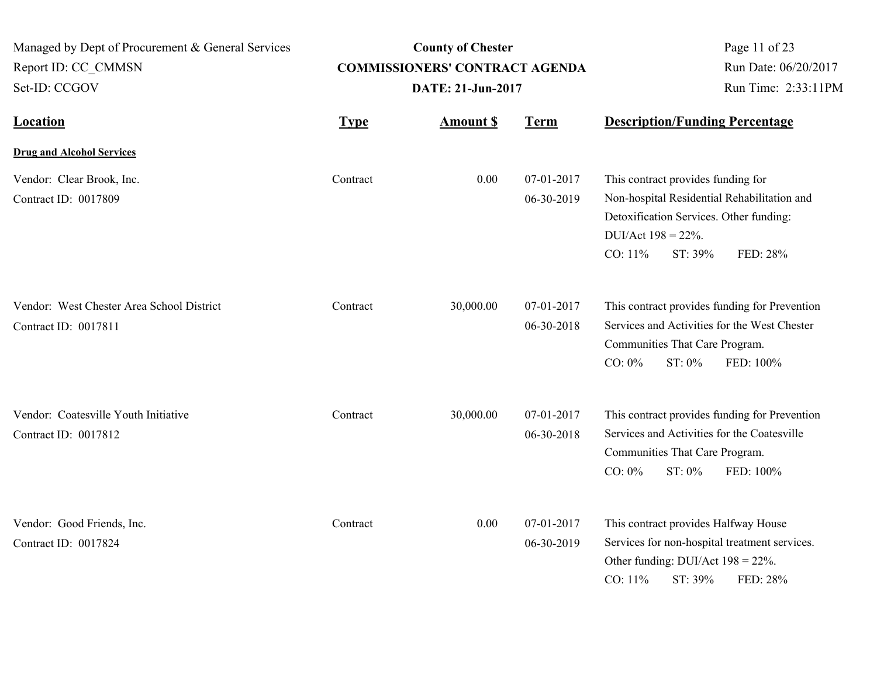Managed by Dept of Procurement & General Services
Report ID: CC_CMMSN
Set-ID: CCGOV

**County of Chester**
**COMMISSIONERS' CONTRACT AGENDA**
**DATE: 21-Jun-2017**

Run Date: 06/20/2017
Run Time: 2:33:11PM

| Location | Type | Amount $ | Term | Description/Funding Percentage |
|---|---|---|---|---|
| **Drug and Alcohol Services** | | | | |
| Vendor: Clear Brook, Inc.<br>Contract ID: 0017809 | Contract | 0.00 | 07-01-2017<br>06-30-2019 | This contract provides funding for Non-hospital Residential Rehabilitation and Detoxification Services. Other funding: DUI/Act 198 = 22%.<br>CO: 11% ST: 39% FED: 28% |
| Vendor: West Chester Area School District<br>Contract ID: 0017811 | Contract | 30,000.00 | 07-01-2017<br>06-30-2018 | This contract provides funding for Prevention Services and Activities for the West Chester Communities That Care Program.<br>CO: 0% ST: 0% FED: 100% |
| Vendor: Coatesville Youth Initiative<br>Contract ID: 0017812 | Contract | 30,000.00 | 07-01-2017<br>06-30-2018 | This contract provides funding for Prevention Services and Activities for the Coatesville Communities That Care Program.<br>CO: 0% ST: 0% FED: 100% |
| Vendor: Good Friends, Inc.<br>Contract ID: 0017824 | Contract | 0.00 | 07-01-2017<br>06-30-2019 | This contract provides Halfway House Services for non-hospital treatment services. Other funding: DUI/Act 198 = 22%.<br>CO: 11% ST: 39% FED: 28% |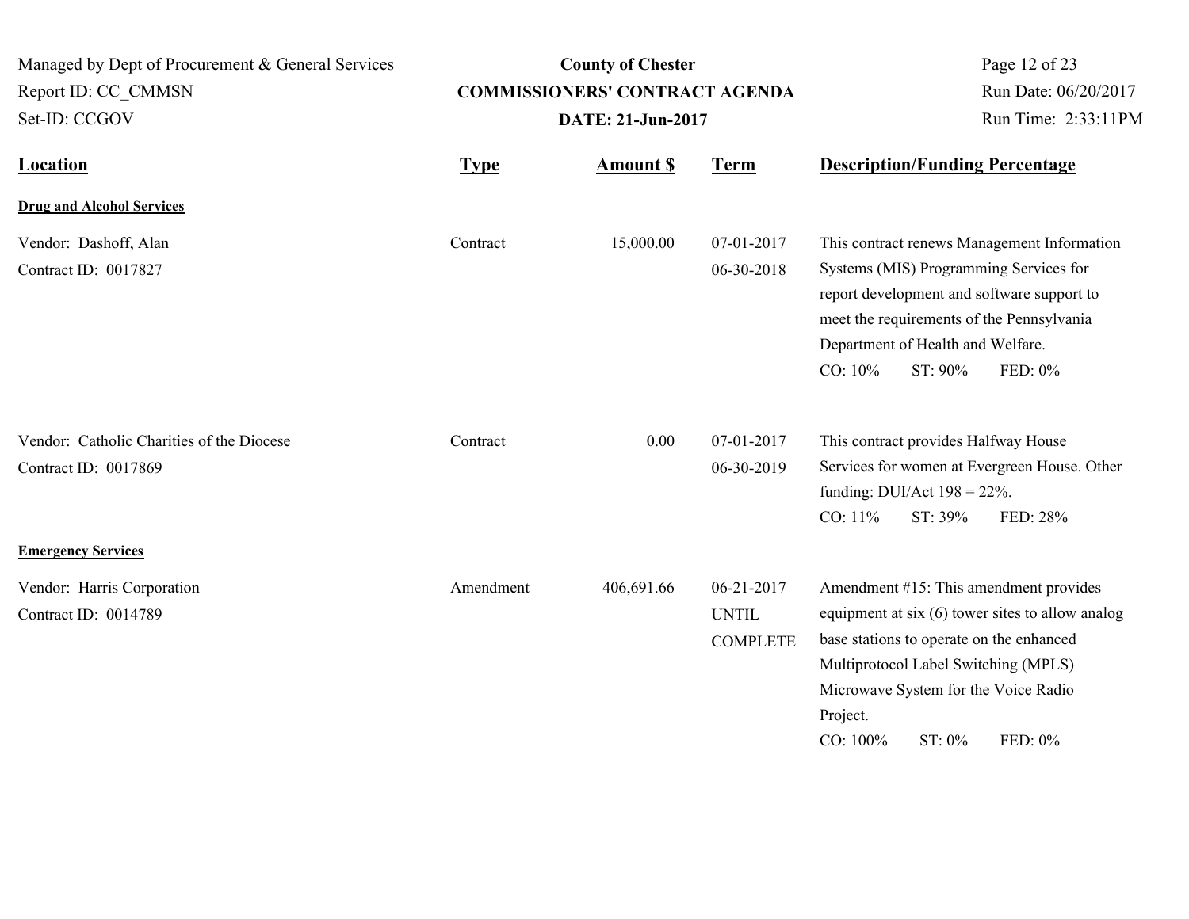County of Chester

**COMMISSIONERS' CONTRACT AGENDA**

**DATE: 21-Jun-2017**

Managed by Dept of Procurement & General Services
Report ID: CC_CMMSN
Set-ID: CCGOV

Run Date: 06/20/2017
Run Time: 2:33:11PM

| Location | Type | Amount $ | Term | Description/Funding Percentage |
|---|---|---|---|---|
| **Drug and Alcohol Services** | | | | |
| Vendor: Dashoff, Alan<br>Contract ID: 0017827 | Contract | 15,000.00 | 07-01-2017<br>06-30-2018 | This contract renews Management Information Systems (MIS) Programming Services for report development and software support to meet the requirements of the Pennsylvania Department of Health and Welfare.<br>CO: 10% ST: 90% FED: 0% |
| Vendor: Catholic Charities of the Diocese<br>Contract ID: 0017869 | Contract | 0.00 | 07-01-2017<br>06-30-2019 | This contract provides Halfway House Services for women at Evergreen House. Other funding: DUI/Act 198 = 22%.<br>CO: 11% ST: 39% FED: 28% |
| **Emergency Services** | | | | |
| Vendor: Harris Corporation<br>Contract ID: 0014789 | Amendment | 406,691.66 | 06-21-2017<br>UNTIL<br>COMPLETE | Amendment #15: This amendment provides equipment at six (6) tower sites to allow analog base stations to operate on the enhanced Multiprotocol Label Switching (MPLS) Microwave System for the Voice Radio Project.<br>CO: 100% ST: 0% FED: 0% |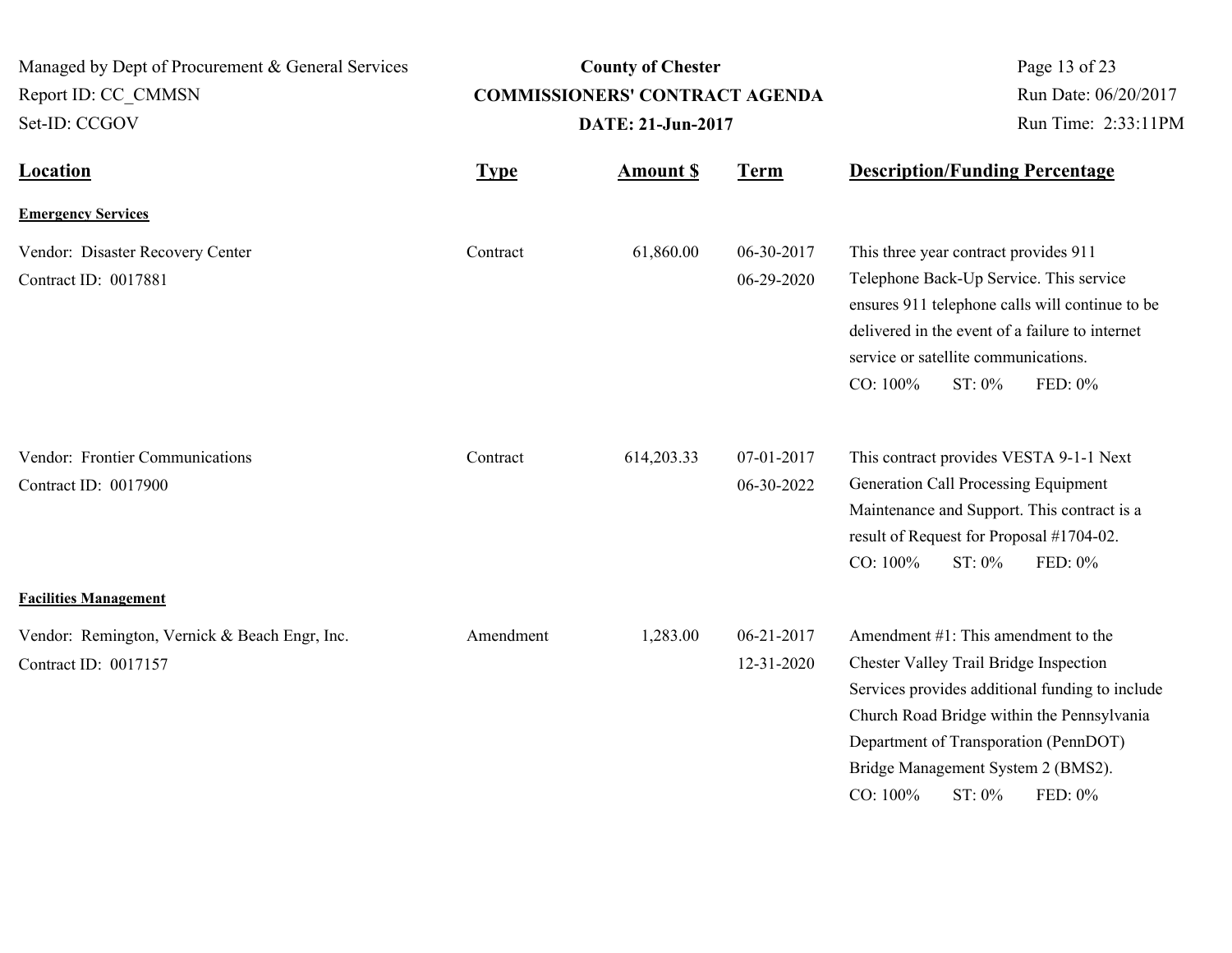Managed by Dept of Procurement & General Services
Report ID: CC_CMMSN
Set-ID: CCGOV

**County of Chester**
**COMMISSIONERS' CONTRACT AGENDA**
**DATE: 21-Jun-2017**

Run Date: 06/20/2017
Run Time: 2:33:11PM

| Location | Type | Amount $ | Term | Description/Funding Percentage |
|---|---|---|---|---|
| **Emergency Services** | | | | |
| Vendor: Disaster Recovery Center<br>Contract ID: 0017881 | Contract | 61,860.00 | 06-30-2017<br>06-29-2020 | This three year contract provides 911 Telephone Back-Up Service. This service ensures 911 telephone calls will continue to be delivered in the event of a failure to internet service or satellite communications.<br>CO: 100% ST: 0% FED: 0% |
| Vendor: Frontier Communications<br>Contract ID: 0017900 | Contract | 614,203.33 | 07-01-2017<br>06-30-2022 | This contract provides VESTA 9-1-1 Next Generation Call Processing Equipment Maintenance and Support. This contract is a result of Request for Proposal #1704-02.<br>CO: 100% ST: 0% FED: 0% |
| **Facilities Management** | | | | |
| Vendor: Remington, Vernick & Beach Engr, Inc.<br>Contract ID: 0017157 | Amendment | 1,283.00 | 06-21-2017<br>12-31-2020 | Amendment #1: This amendment to the Chester Valley Trail Bridge Inspection Services provides additional funding to include Church Road Bridge within the Pennsylvania Department of Transporation (PennDOT) Bridge Management System 2 (BMS2).<br>CO: 100% ST: 0% FED: 0% |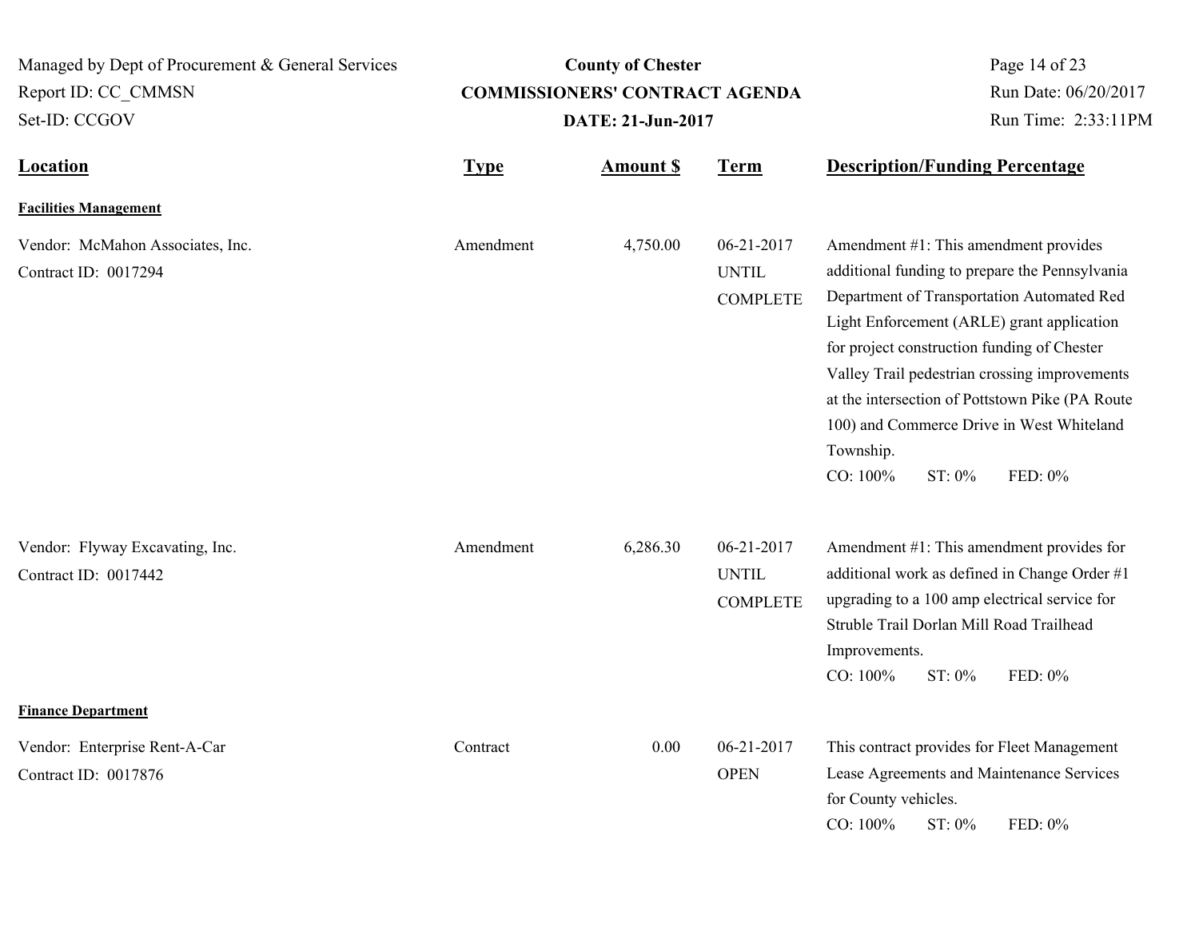| Location | Type | Amount $ | Term | Description/Funding Percentage |
|---|---|---|---|---|
| **Facilities Management** | | | | |
| Vendor: McMahon Associates, Inc. Contract ID: 0017294 | Amendment | 4,750.00 | 06-21-2017 UNTIL COMPLETE | Amendment #1: This amendment provides additional funding to prepare the Pennsylvania Department of Transportation Automated Red Light Enforcement (ARLE) grant application for project construction funding of Chester Valley Trail pedestrian crossing improvements at the intersection of Pottstown Pike (PA Route 100) and Commerce Drive in West Whiteland Township. CO: 100% ST: 0% FED: 0% |
| Vendor: Flyway Excavating, Inc. Contract ID: 0017442 | Amendment | 6,286.30 | 06-21-2017 UNTIL COMPLETE | Amendment #1: This amendment provides for additional work as defined in Change Order #1 upgrading to a 100 amp electrical service for Struble Trail Dorlan Mill Road Trailhead Improvements. CO: 100% ST: 0% FED: 0% |
| **Finance Department** | | | | |
| Vendor: Enterprise Rent-A-Car Contract ID: 0017876 | Contract | 0.00 | 06-21-2017 OPEN | This contract provides for Fleet Management Lease Agreements and Maintenance Services for County vehicles. CO: 100% ST: 0% FED: 0% |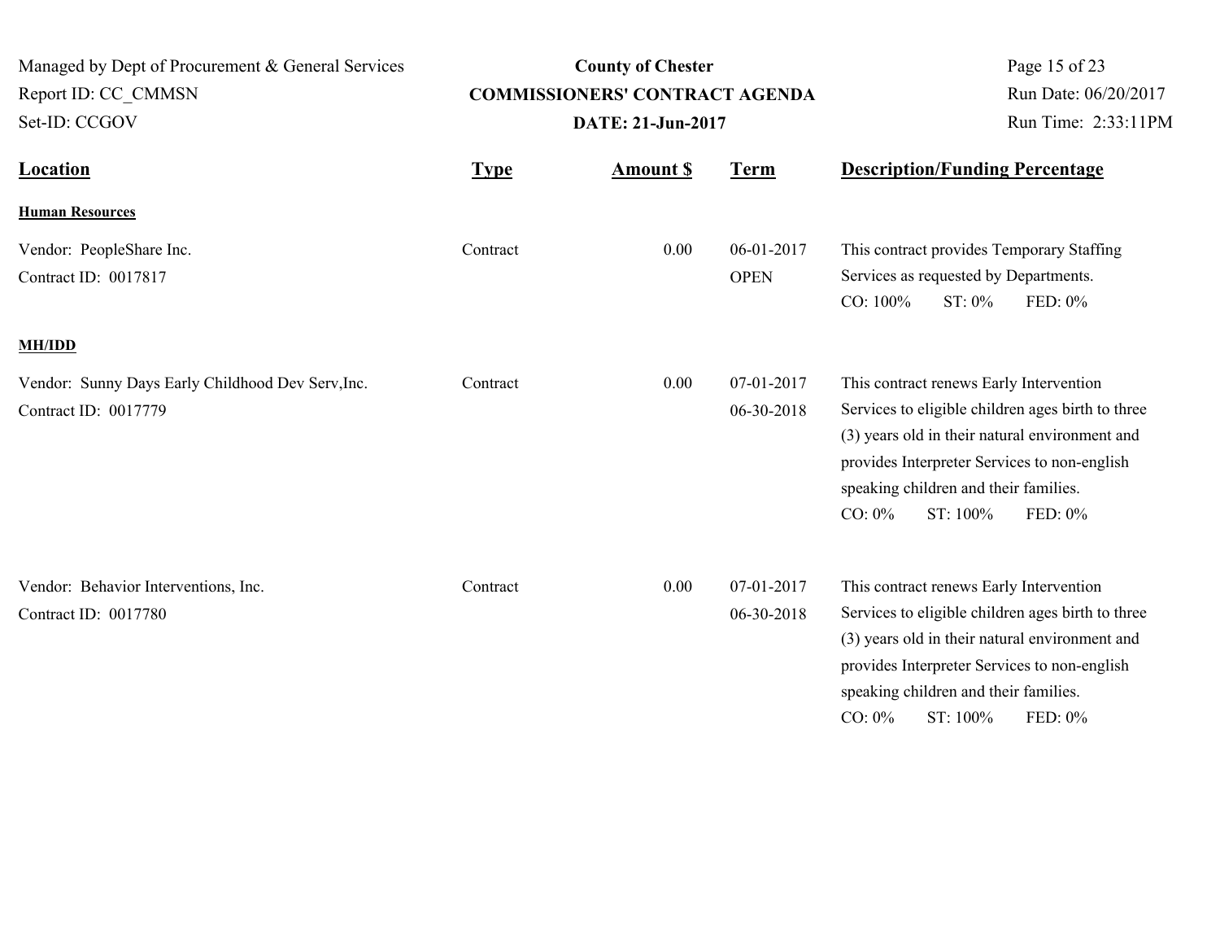**County of Chester**
**COMMISSIONERS' CONTRACT AGENDA**
**DATE: 21-Jun-2017**

Managed by Dept of Procurement & General Services
Report ID: CC_CMMSN
Set-ID: CCGOV

Run Date: 06/20/2017
Run Time: 2:33:11PM

| Location | Type | Amount $ | Term | Description/Funding Percentage |
|---|---|---|---|---|
| **Human Resources** | | | | |
| Vendor: PeopleShare Inc.<br>Contract ID: 0017817 | Contract | 0.00 | 06-01-2017<br>OPEN | This contract provides Temporary Staffing Services as requested by Departments.<br>CO: 100% ST: 0% FED: 0% |
| **MH/IDD** | | | | |
| Vendor: Sunny Days Early Childhood Dev Serv,Inc.<br>Contract ID: 0017779 | Contract | 0.00 | 07-01-2017<br>06-30-2018 | This contract renews Early Intervention Services to eligible children ages birth to three (3) years old in their natural environment and provides Interpreter Services to non-english speaking children and their families.<br>CO: 0% ST: 100% FED: 0% |
| Vendor: Behavior Interventions, Inc.<br>Contract ID: 0017780 | Contract | 0.00 | 07-01-2017<br>06-30-2018 | This contract renews Early Intervention Services to eligible children ages birth to three (3) years old in their natural environment and provides Interpreter Services to non-english speaking children and their families.<br>CO: 0% ST: 100% FED: 0% |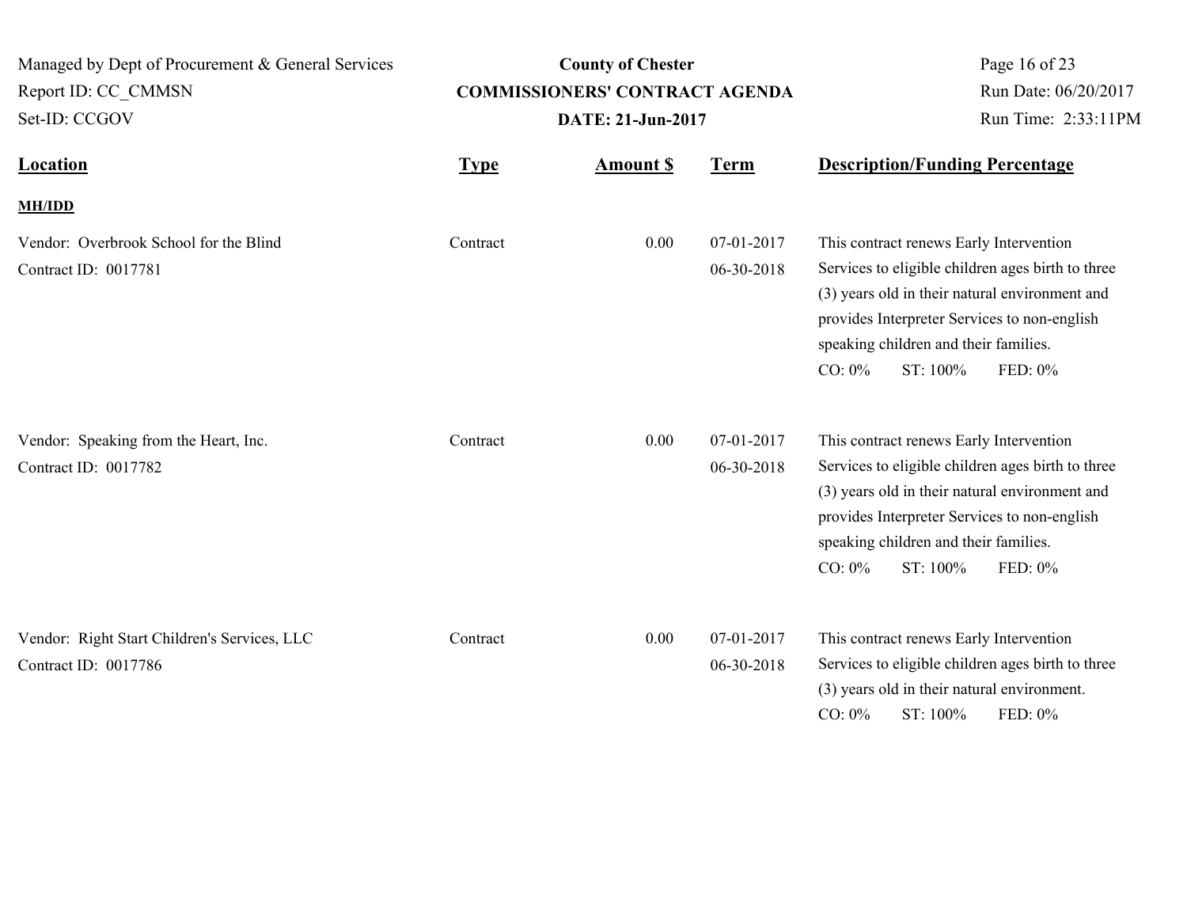| Location | Type | Amount $ | Term | Description/Funding Percentage |
|---|---|---|---|---|
| **MH/IDD** | | | | |
| Vendor: Overbrook School for the Blind<br>Contract ID: 0017781 | Contract | 0.00 | 07-01-2017<br>06-30-2018 | This contract renews Early Intervention Services to eligible children ages birth to three (3) years old in their natural environment and provides Interpreter Services to non-english speaking children and their families.<br>CO: 0% ST: 100% FED: 0% |
| Vendor: Speaking from the Heart, Inc.<br>Contract ID: 0017782 | Contract | 0.00 | 07-01-2017<br>06-30-2018 | This contract renews Early Intervention Services to eligible children ages birth to three (3) years old in their natural environment and provides Interpreter Services to non-english speaking children and their families.<br>CO: 0% ST: 100% FED: 0% |
| Vendor: Right Start Children's Services, LLC<br>Contract ID: 0017786 | Contract | 0.00 | 07-01-2017<br>06-30-2018 | This contract renews Early Intervention Services to eligible children ages birth to three (3) years old in their natural environment.<br>CO: 0% ST: 100% FED: 0% |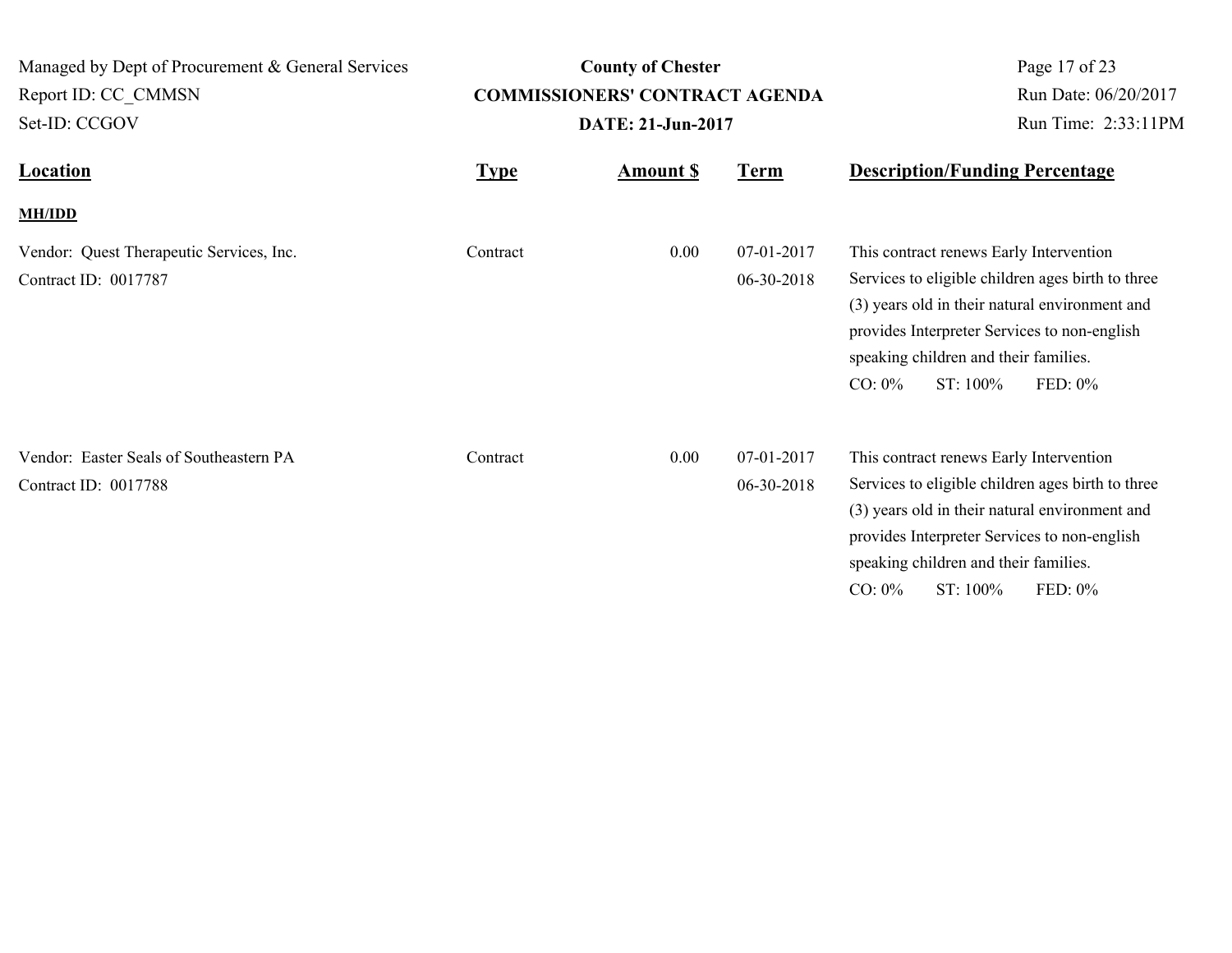| Location | Type | Amount $ | Term | Description/Funding Percentage |
|---|---|---|---|---|
| **MH/IDD** | | | | |
| Vendor: Quest Therapeutic Services, Inc.<br>Contract ID: 0017787 | Contract | 0.00 | 07-01-2017<br>06-30-2018 | This contract renews Early Intervention Services to eligible children ages birth to three (3) years old in their natural environment and provides Interpreter Services to non-english speaking children and their families.<br>CO: 0% ST: 100% FED: 0% |
| Vendor: Easter Seals of Southeastern PA<br>Contract ID: 0017788 | Contract | 0.00 | 07-01-2017<br>06-30-2018 | This contract renews Early Intervention Services to eligible children ages birth to three (3) years old in their natural environment and provides Interpreter Services to non-english speaking children and their families.<br>CO: 0% ST: 100% FED: 0% |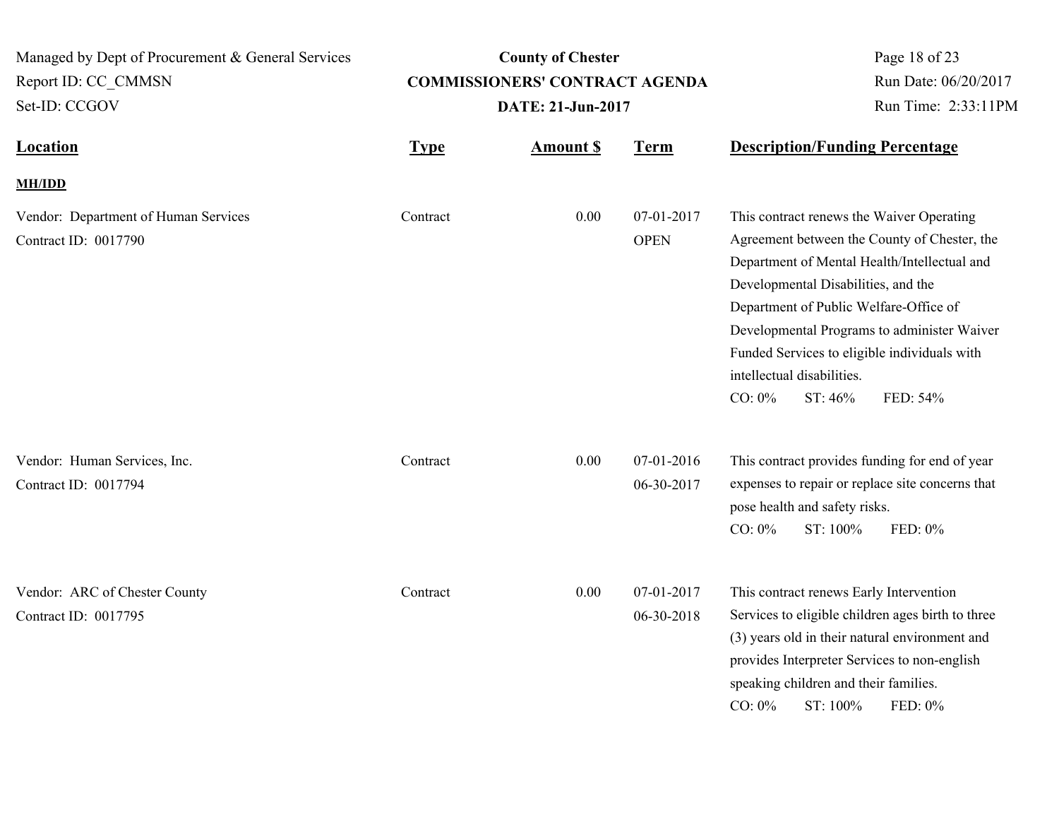| Location | Type | Amount $ | Term | Description/Funding Percentage |
|---|---|---|---|---|
| **MH/IDD** | | | | |
| Vendor: Department of Human Services<br>Contract ID: 0017790 | Contract | 0.00 | 07-01-2017<br>OPEN | This contract renews the Waiver Operating Agreement between the County of Chester, the Department of Mental Health/Intellectual and Developmental Disabilities, and the Department of Public Welfare-Office of Developmental Programs to administer Waiver Funded Services to eligible individuals with intellectual disabilities.<br>CO: 0% ST: 46% FED: 54% |
| Vendor: Human Services, Inc.<br>Contract ID: 0017794 | Contract | 0.00 | 07-01-2016<br>06-30-2017 | This contract provides funding for end of year expenses to repair or replace site concerns that pose health and safety risks.<br>CO: 0% ST: 100% FED: 0% |
| Vendor: ARC of Chester County<br>Contract ID: 0017795 | Contract | 0.00 | 07-01-2017<br>06-30-2018 | This contract renews Early Intervention Services to eligible children ages birth to three (3) years old in their natural environment and provides Interpreter Services to non-english speaking children and their families.<br>CO: 0% ST: 100% FED: 0% |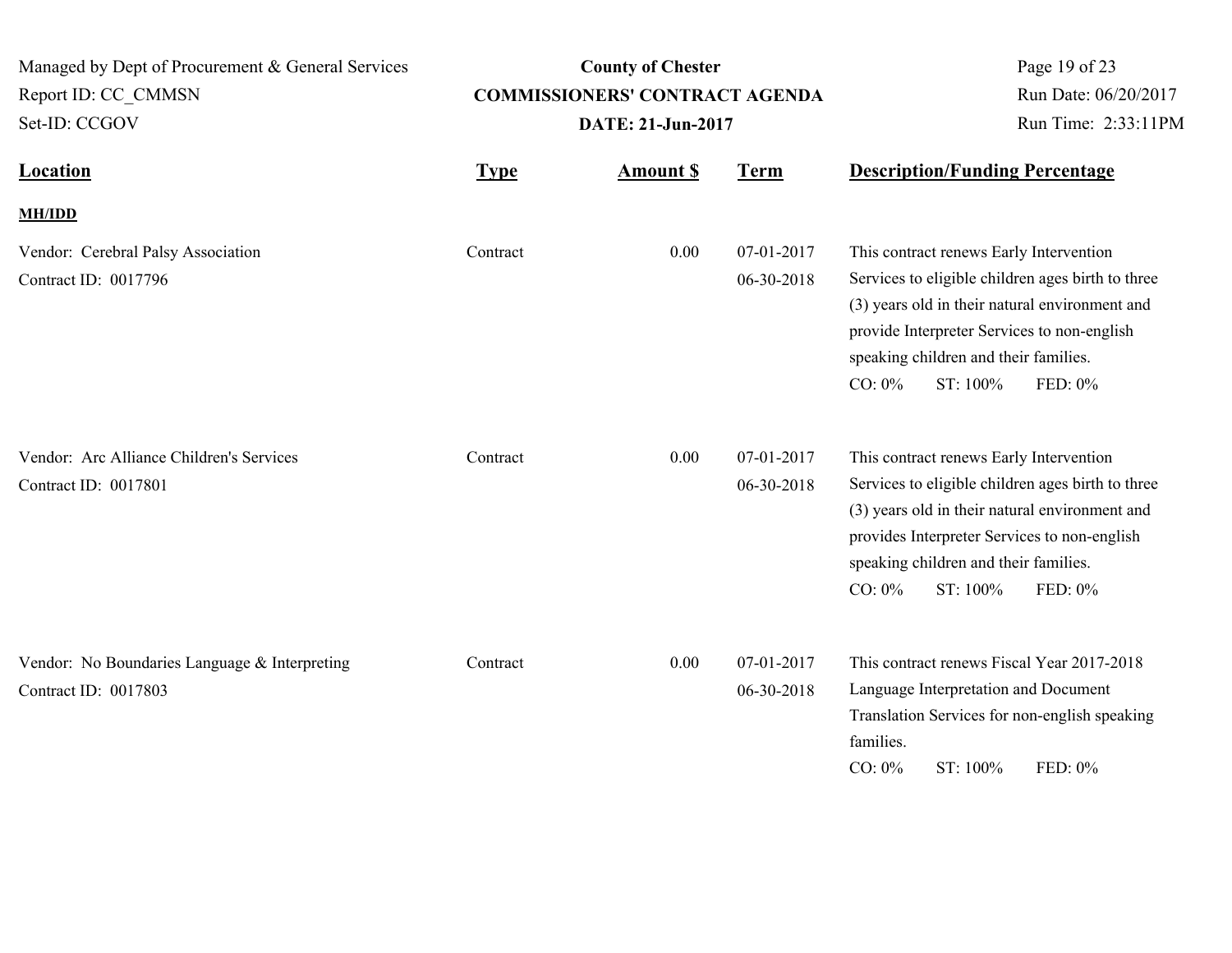| Location | Type | Amount $ | Term | Description/Funding Percentage |
|---|---|---|---|---|
| **MH/IDD** | | | | |
| Vendor: Cerebral Palsy Association<br>Contract ID: 0017796 | Contract | 0.00 | 07-01-2017<br>06-30-2018 | This contract renews Early Intervention Services to eligible children ages birth to three (3) years old in their natural environment and provide Interpreter Services to non-english speaking children and their families.<br>CO: 0% ST: 100% FED: 0% |
| Vendor: Arc Alliance Children's Services<br>Contract ID: 0017801 | Contract | 0.00 | 07-01-2017<br>06-30-2018 | This contract renews Early Intervention Services to eligible children ages birth to three (3) years old in their natural environment and provides Interpreter Services to non-english speaking children and their families.<br>CO: 0% ST: 100% FED: 0% |
| Vendor: No Boundaries Language & Interpreting<br>Contract ID: 0017803 | Contract | 0.00 | 07-01-2017<br>06-30-2018 | This contract renews Fiscal Year 2017-2018 Language Interpretation and Document Translation Services for non-english speaking families.<br>CO: 0% ST: 100% FED: 0% |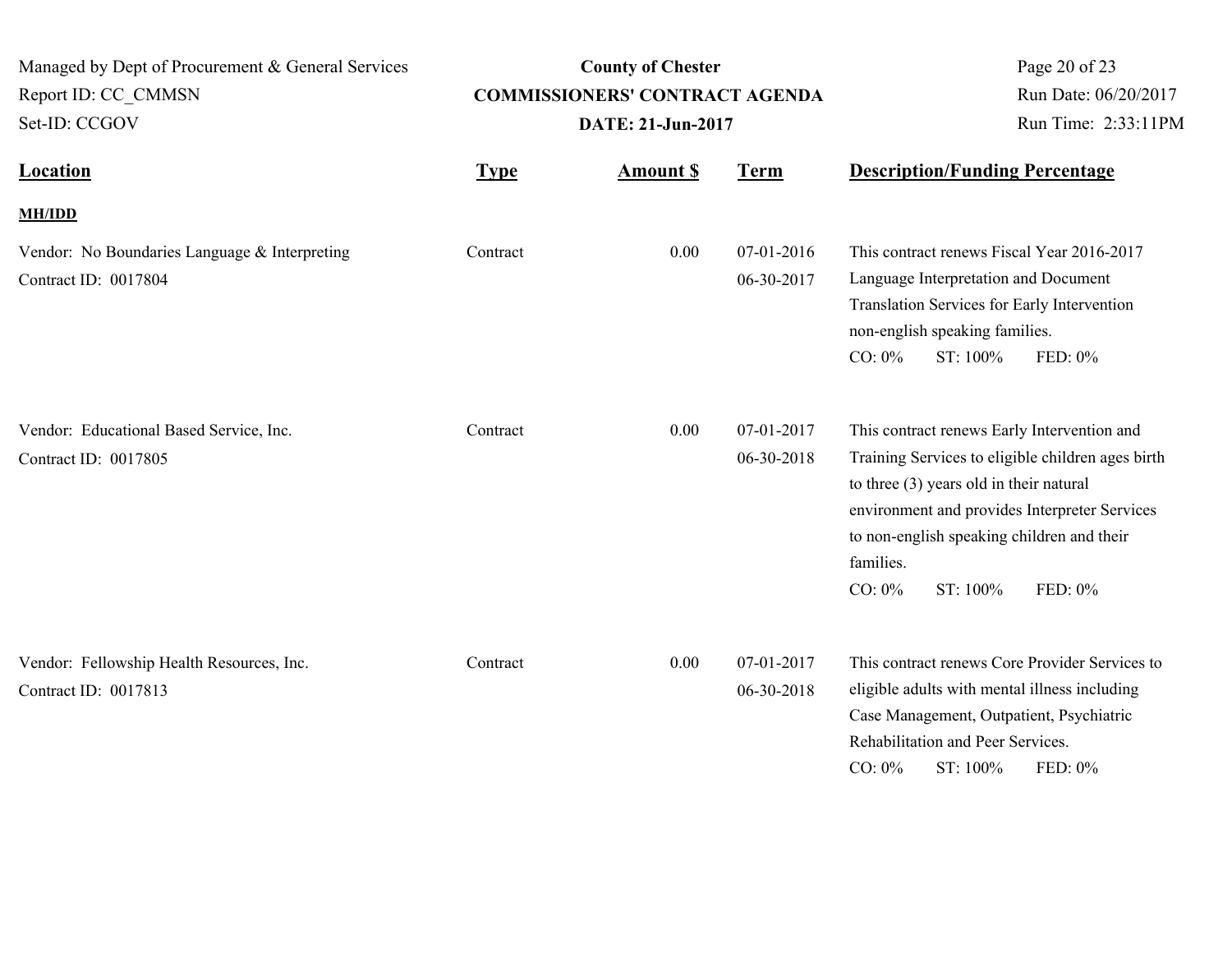| Location | Type | Amount $ | Term | Description/Funding Percentage |
|---|---|---|---|---|
| **MH/IDD** | | | | |
| Vendor: No Boundaries Language & Interpreting<br>Contract ID: 0017804 | Contract | 0.00 | 07-01-2016<br>06-30-2017 | This contract renews Fiscal Year 2016-2017 Language Interpretation and Document Translation Services for Early Intervention non-english speaking families.<br>CO: 0% ST: 100% FED: 0% |
| Vendor: Educational Based Service, Inc.<br>Contract ID: 0017805 | Contract | 0.00 | 07-01-2017<br>06-30-2018 | This contract renews Early Intervention and Training Services to eligible children ages birth to three (3) years old in their natural environment and provides Interpreter Services to non-english speaking children and their families.<br>CO: 0% ST: 100% FED: 0% |
| Vendor: Fellowship Health Resources, Inc.<br>Contract ID: 0017813 | Contract | 0.00 | 07-01-2017<br>06-30-2018 | This contract renews Core Provider Services to eligible adults with mental illness including Case Management, Outpatient, Psychiatric Rehabilitation and Peer Services.<br>CO: 0% ST: 100% FED: 0% |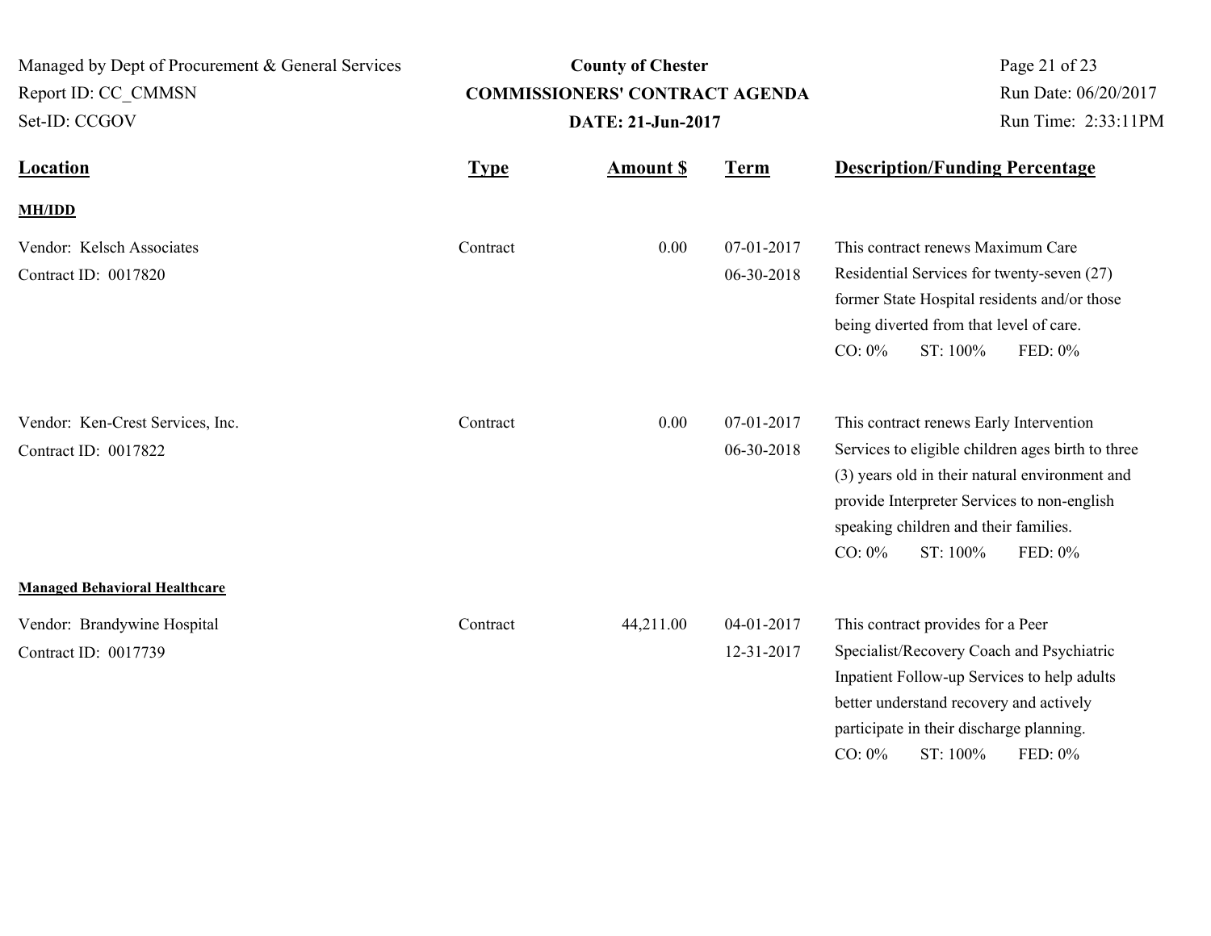| Location | Type | Amount $ | Term | Description/Funding Percentage |
|---|---|---|---|---|
| **MH/IDD** | | | | |
| Vendor: Kelsch Associates<br>Contract ID: 0017820 | Contract | 0.00 | 07-01-2017<br>06-30-2018 | This contract renews Maximum Care Residential Services for twenty-seven (27) former State Hospital residents and/or those being diverted from that level of care.<br>CO: 0% ST: 100% FED: 0% |
| Vendor: Ken-Crest Services, Inc.<br>Contract ID: 0017822 | Contract | 0.00 | 07-01-2017<br>06-30-2018 | This contract renews Early Intervention Services to eligible children ages birth to three (3) years old in their natural environment and provide Interpreter Services to non-english speaking children and their families.<br>CO: 0% ST: 100% FED: 0% |
| **Managed Behavioral Healthcare** | | | | |
| Vendor: Brandywine Hospital<br>Contract ID: 0017739 | Contract | 44,211.00 | 04-01-2017<br>12-31-2017 | This contract provides for a Peer Specialist/Recovery Coach and Psychiatric Inpatient Follow-up Services to help adults better understand recovery and actively participate in their discharge planning.<br>CO: 0% ST: 100% FED: 0% |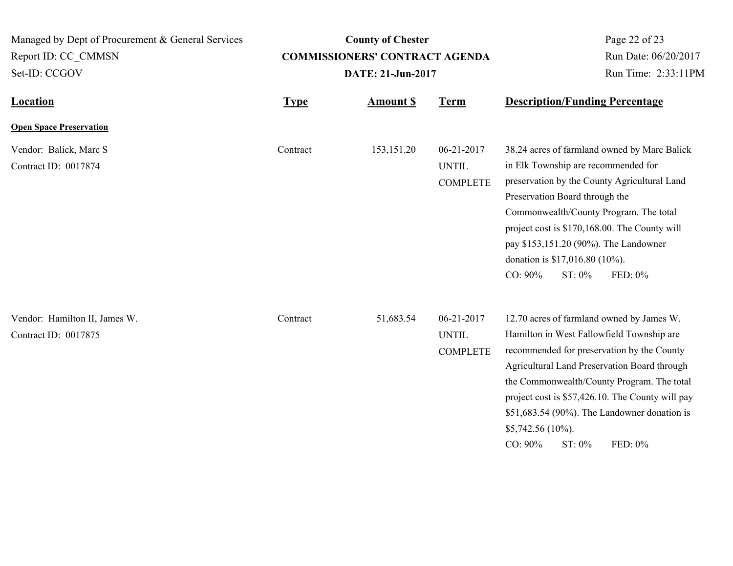| Location | Type | Amount $ | Term | Description/Funding Percentage |
|---|---|---|---|---|
| **Open Space Preservation** | | | | |
| Vendor: Balick, Marc S<br>Contract ID: 0017874 | Contract | 153,151.20 | 06-21-2017 UNTIL COMPLETE | 38.24 acres of farmland owned by Marc Balick in Elk Township are recommended for preservation by the County Agricultural Land Preservation Board through the Commonwealth/County Program. The total project cost is $170,168.00. The County will pay $153,151.20 (90%). The Landowner donation is $17,016.80 (10%).<br>CO: 90% ST: 0% FED: 0% |
| Vendor: Hamilton II, James W.<br>Contract ID: 0017875 | Contract | 51,683.54 | 06-21-2017 UNTIL COMPLETE | 12.70 acres of farmland owned by James W. Hamilton in West Fallowfield Township are recommended for preservation by the County Agricultural Land Preservation Board through the Commonwealth/County Program. The total project cost is $57,426.10. The County will pay $51,683.54 (90%). The Landowner donation is $5,742.56 (10%).<br>CO: 90% ST: 0% FED: 0% |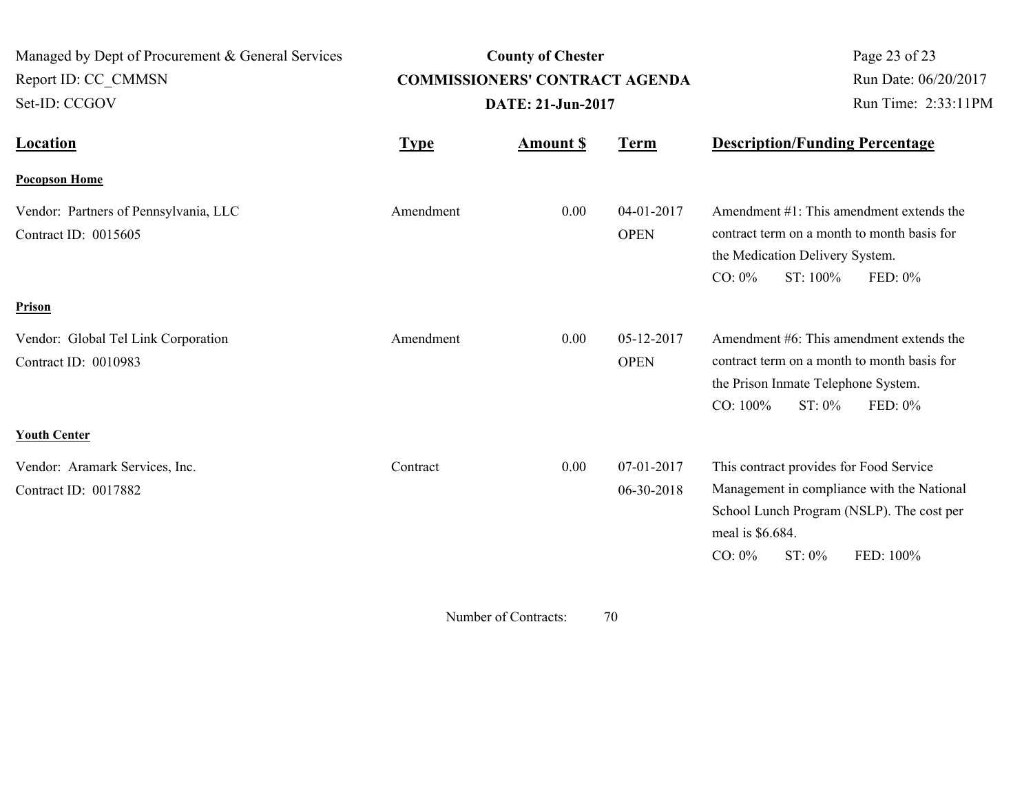Managed by Dept of Procurement & General Services
Report ID: CC_CMMSN
Set-ID: CCGOV

**County of Chester**
**COMMISSIONERS' CONTRACT AGENDA**
**DATE: 21-Jun-2017**

Run Date: 06/20/2017
Run Time: 2:33:11PM

| Location | Type | Amount $ | Term | Description/Funding Percentage |
|---|---|---|---|---|
| **Pocopson Home** | | | | |
| Vendor: Partners of Pennsylvania, LLC<br>Contract ID: 0015605 | Amendment | 0.00 | 04-01-2017<br>OPEN | Amendment #1: This amendment extends the contract term on a month to month basis for the Medication Delivery System.<br>CO: 0% ST: 100% FED: 0% |
| **Prison** | | | | |
| Vendor: Global Tel Link Corporation<br>Contract ID: 0010983 | Amendment | 0.00 | 05-12-2017<br>OPEN | Amendment #6: This amendment extends the contract term on a month to month basis for the Prison Inmate Telephone System.<br>CO: 100% ST: 0% FED: 0% |
| **Youth Center** | | | | |
| Vendor: Aramark Services, Inc.<br>Contract ID: 0017882 | Contract | 0.00 | 07-01-2017<br>06-30-2018 | This contract provides for Food Service Management in compliance with the National School Lunch Program (NSLP). The cost per meal is $6.684.<br>CO: 0% ST: 0% FED: 100% |

Number of Contracts: 70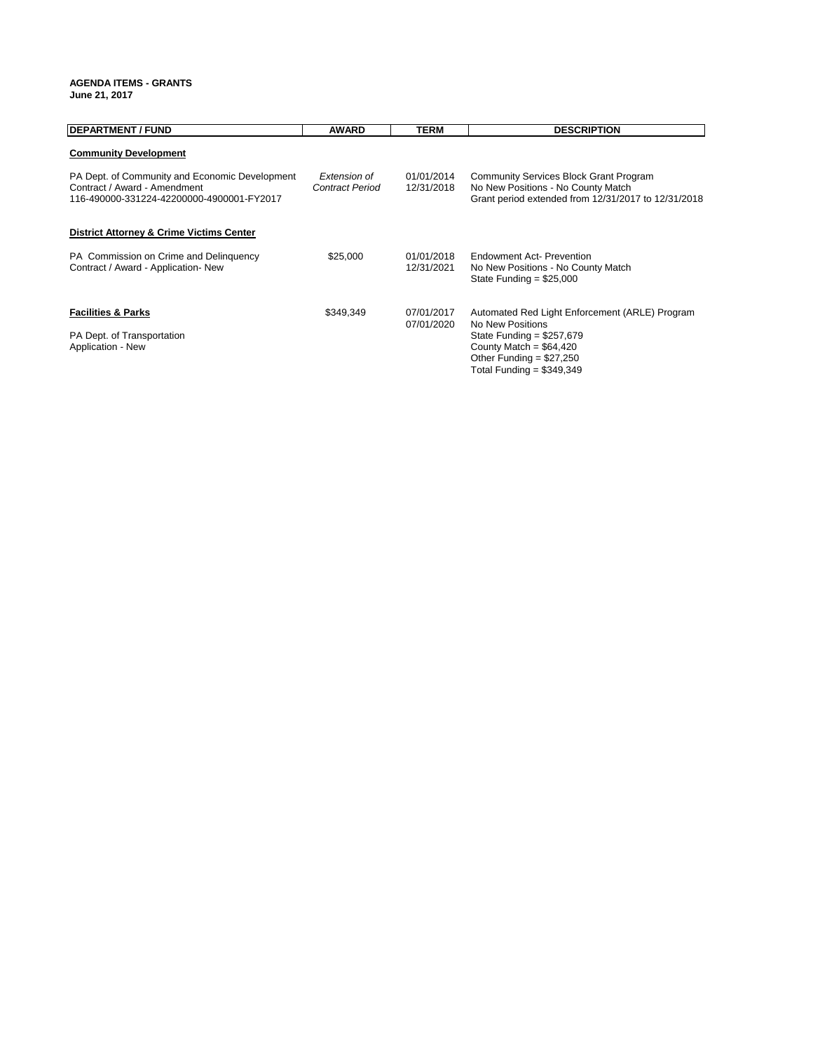**AGENDA ITEMS - GRANTS**
**June 21, 2017**

| DEPARTMENT / FUND | AWARD | TERM | DESCRIPTION |
|---|---|---|---|
| **Community Development** | | | |
| PA Dept. of Community and Economic Development<br>Contract / Award - Amendment<br>116-490000-331224-42200000-4900001-FY2017 | *Extension of Contract Period* | 01/01/2014<br>12/31/2018 | Community Services Block Grant Program<br>No New Positions - No County Match<br>Grant period extended from 12/31/2017 to 12/31/2018 |
| **District Attorney & Crime Victims Center** | | | |
| PA Commission on Crime and Delinquency<br>Contract / Award - Application- New | $25,000 | 01/01/2018<br>12/31/2021 | Endowment Act- Prevention<br>No New Positions - No County Match<br>State Funding = $25,000 |
| **Facilities & Parks**<br><br>PA Dept. of Transportation<br>Application - New | $349,349 | 07/01/2017<br>07/01/2020 | Automated Red Light Enforcement (ARLE) Program<br>No New Positions<br>State Funding = $257,679<br>County Match = $64,420<br>Other Funding = $27,250<br>Total Funding = $349,349 |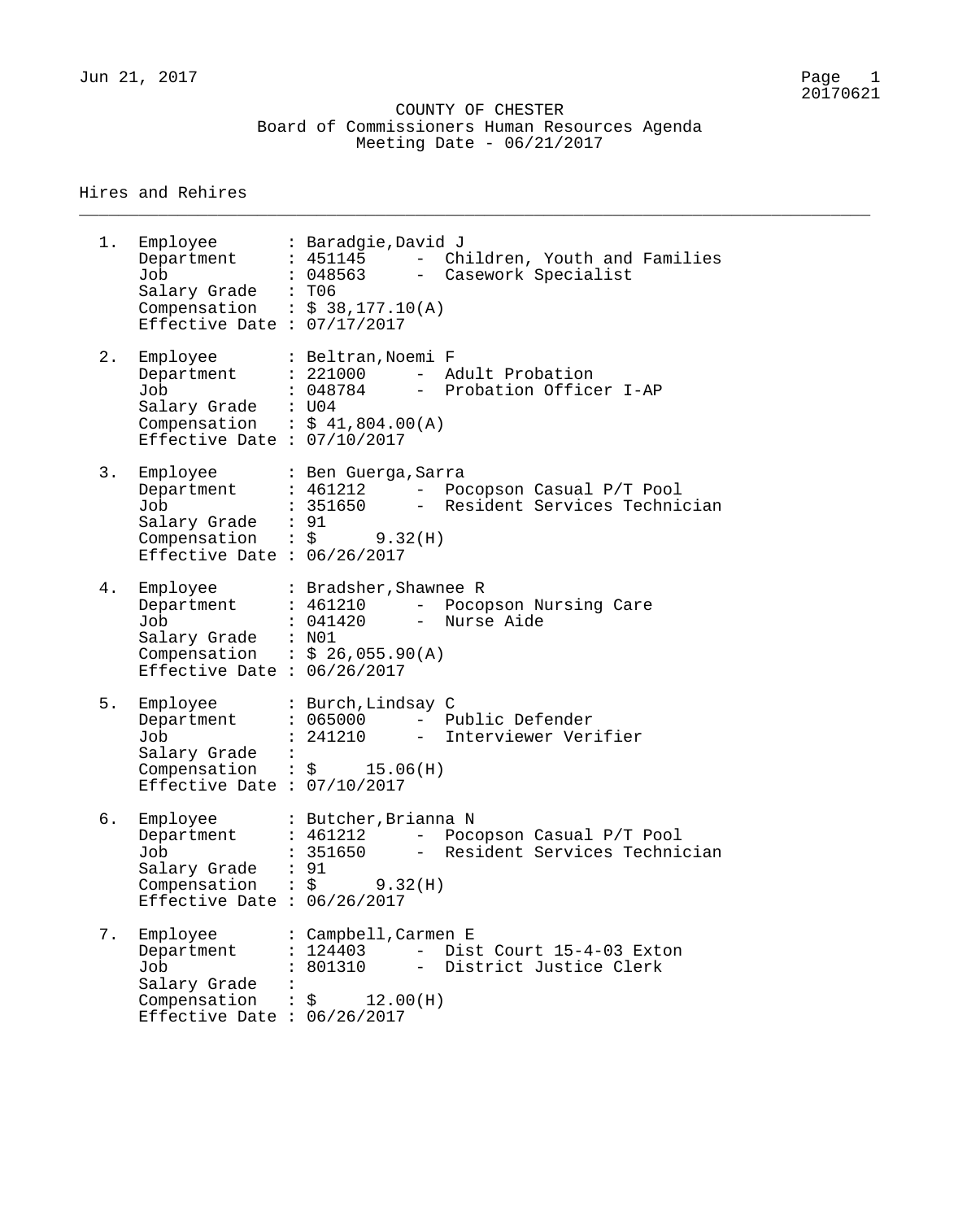COUNTY OF CHESTER
Board of Commissioners Human Resources Agenda
Meeting Date - 06/21/2017

## Hires and Rehires

1. Employee : Baradgie,David J
   Department : 451145 - Children, Youth and Families
   Job : 048563 - Casework Specialist
   Salary Grade : T06
   Compensation : $ 38,177.10(A)
   Effective Date : 07/17/2017

2. Employee : Beltran,Noemi F
   Department : 221000 - Adult Probation
   Job : 048784 - Probation Officer I-AP
   Salary Grade : U04
   Compensation : $ 41,804.00(A)
   Effective Date : 07/10/2017

3. Employee : Ben Guerga,Sarra
   Department : 461212 - Pocopson Casual P/T Pool
   Job : 351650 - Resident Services Technician
   Salary Grade : 91
   Compensation : $ 9.32(H)
   Effective Date : 06/26/2017

4. Employee : Bradsher,Shawnee R
   Department : 461210 - Pocopson Nursing Care
   Job : 041420 - Nurse Aide
   Salary Grade : N01
   Compensation : $ 26,055.90(A)
   Effective Date : 06/26/2017

5. Employee : Burch,Lindsay C
   Department : 065000 - Public Defender
   Job : 241210 - Interviewer Verifier
   Salary Grade :
   Compensation : $ 15.06(H)
   Effective Date : 07/10/2017

6. Employee : Butcher,Brianna N
   Department : 461212 - Pocopson Casual P/T Pool
   Job : 351650 - Resident Services Technician
   Salary Grade : 91
   Compensation : $ 9.32(H)
   Effective Date : 06/26/2017

7. Employee : Campbell,Carmen E
   Department : 124403 - Dist Court 15-4-03 Exton
   Job : 801310 - District Justice Clerk
   Salary Grade :
   Compensation : $ 12.00(H)
   Effective Date : 06/26/2017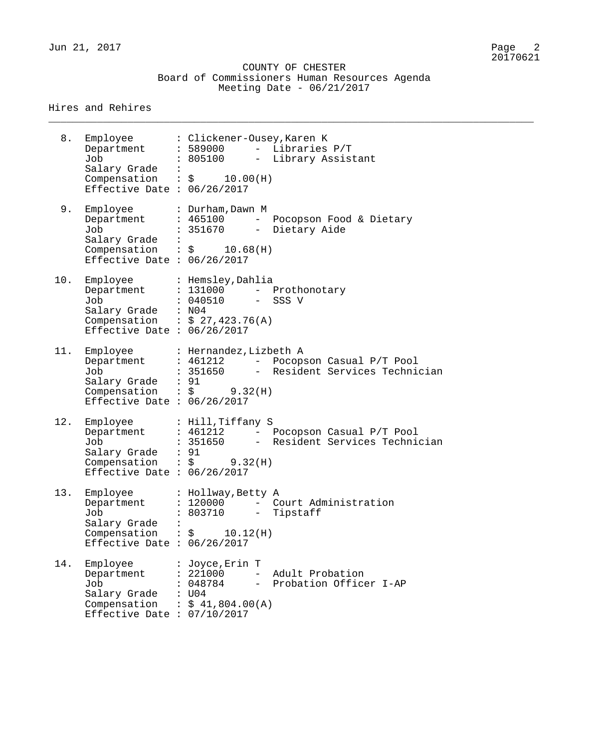COUNTY OF CHESTER
Board of Commissioners Human Resources Agenda
Meeting Date - 06/21/2017

Hires and Rehires

8. Employee : Clickener-Ousey,Karen K
   Department : 589000 - Libraries P/T
   Job : 805100 - Library Assistant
   Salary Grade :
   Compensation : $ 10.00(H)
   Effective Date : 06/26/2017

9. Employee : Durham,Dawn M
   Department : 465100 - Pocopson Food & Dietary
   Job : 351670 - Dietary Aide
   Salary Grade :
   Compensation : $ 10.68(H)
   Effective Date : 06/26/2017

10. Employee : Hemsley,Dahlia
    Department : 131000 - Prothonotary
    Job : 040510 - SSS V
    Salary Grade : N04
    Compensation : $ 27,423.76(A)
    Effective Date : 06/26/2017

11. Employee : Hernandez,Lizbeth A
    Department : 461212 - Pocopson Casual P/T Pool
    Job : 351650 - Resident Services Technician
    Salary Grade : 91
    Compensation : $ 9.32(H)
    Effective Date : 06/26/2017

12. Employee : Hill,Tiffany S
    Department : 461212 - Pocopson Casual P/T Pool
    Job : 351650 - Resident Services Technician
    Salary Grade : 91
    Compensation : $ 9.32(H)
    Effective Date : 06/26/2017

13. Employee : Hollway,Betty A
    Department : 120000 - Court Administration
    Job : 803710 - Tipstaff
    Salary Grade :
    Compensation : $ 10.12(H)
    Effective Date : 06/26/2017

14. Employee : Joyce,Erin T
    Department : 221000 - Adult Probation
    Job : 048784 - Probation Officer I-AP
    Salary Grade : U04
    Compensation : $ 41,804.00(A)
    Effective Date : 07/10/2017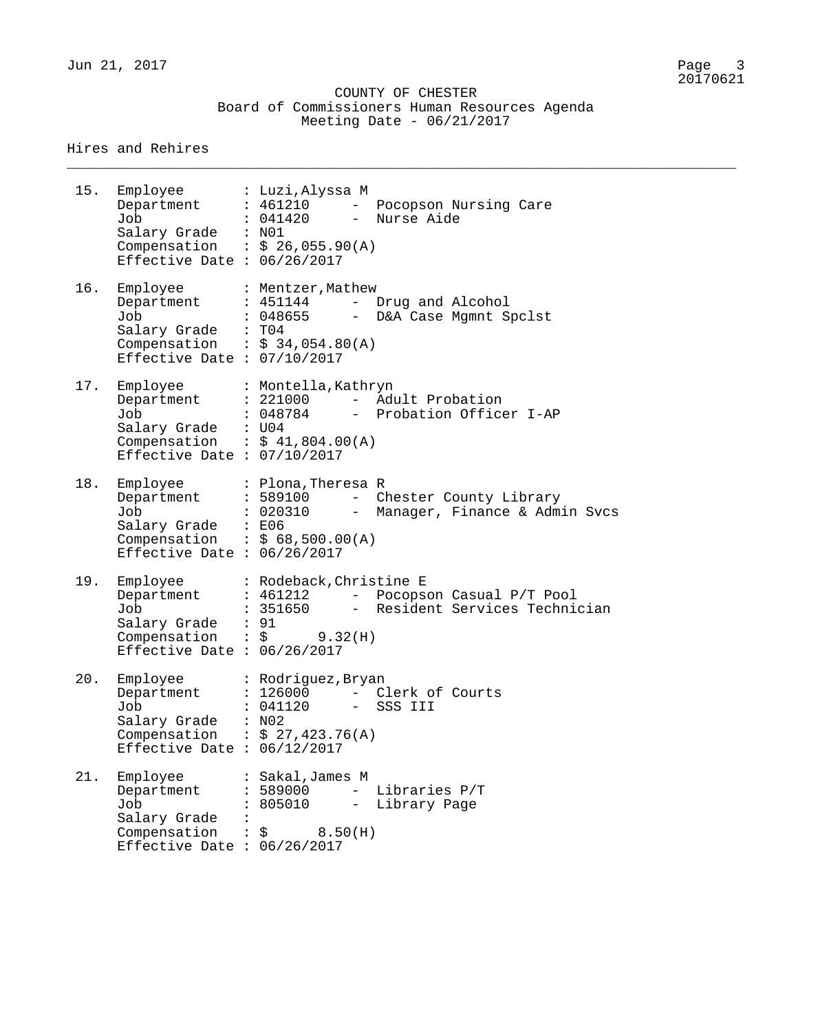COUNTY OF CHESTER
Board of Commissioners Human Resources Agenda
Meeting Date - 06/21/2017

Hires and Rehires

---

15. Employee : Luzi,Alyssa M
    Department : 461210 - Pocopson Nursing Care
    Job : 041420 - Nurse Aide
    Salary Grade : N01
    Compensation : $ 26,055.90(A)
    Effective Date : 06/26/2017

16. Employee : Mentzer,Mathew
    Department : 451144 - Drug and Alcohol
    Job : 048655 - D&A Case Mgmnt Spclst
    Salary Grade : T04
    Compensation : $ 34,054.80(A)
    Effective Date : 07/10/2017

17. Employee : Montella,Kathryn
    Department : 221000 - Adult Probation
    Job : 048784 - Probation Officer I-AP
    Salary Grade : U04
    Compensation : $ 41,804.00(A)
    Effective Date : 07/10/2017

18. Employee : Plona,Theresa R
    Department : 589100 - Chester County Library
    Job : 020310 - Manager, Finance & Admin Svcs
    Salary Grade : E06
    Compensation : $ 68,500.00(A)
    Effective Date : 06/26/2017

19. Employee : Rodeback,Christine E
    Department : 461212 - Pocopson Casual P/T Pool
    Job : 351650 - Resident Services Technician
    Salary Grade : 91
    Compensation : $ 9.32(H)
    Effective Date : 06/26/2017

20. Employee : Rodriguez,Bryan
    Department : 126000 - Clerk of Courts
    Job : 041120 - SSS III
    Salary Grade : N02
    Compensation : $ 27,423.76(A)
    Effective Date : 06/12/2017

21. Employee : Sakal,James M
    Department : 589000 - Libraries P/T
    Job : 805010 - Library Page
    Salary Grade :
    Compensation : $ 8.50(H)
    Effective Date : 06/26/2017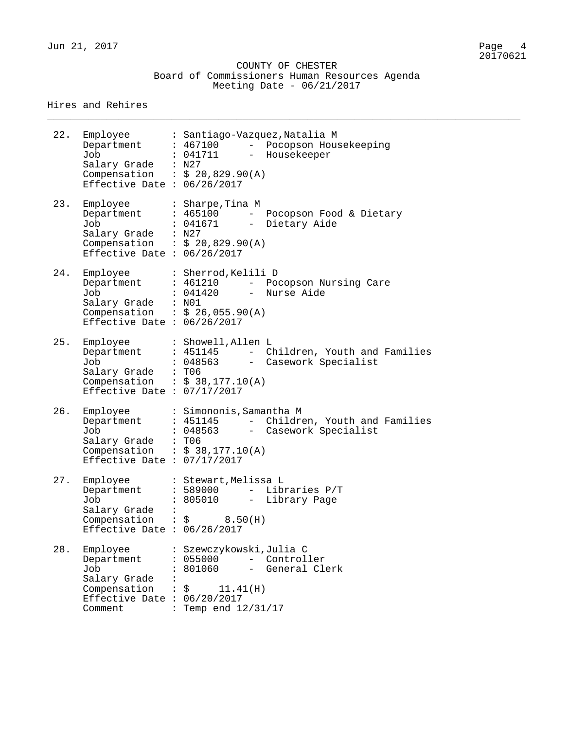COUNTY OF CHESTER
Board of Commissioners Human Resources Agenda
Meeting Date - 06/21/2017

## Hires and Rehires

22. Employee : Santiago-Vazquez,Natalia M
    Department : 467100 - Pocopson Housekeeping
    Job : 041711 - Housekeeper
    Salary Grade : N27
    Compensation : $ 20,829.90(A)
    Effective Date : 06/26/2017

23. Employee : Sharpe,Tina M
    Department : 465100 - Pocopson Food & Dietary
    Job : 041671 - Dietary Aide
    Salary Grade : N27
    Compensation : $ 20,829.90(A)
    Effective Date : 06/26/2017

24. Employee : Sherrod,Kelili D
    Department : 461210 - Pocopson Nursing Care
    Job : 041420 - Nurse Aide
    Salary Grade : N01
    Compensation : $ 26,055.90(A)
    Effective Date : 06/26/2017

25. Employee : Showell,Allen L
    Department : 451145 - Children, Youth and Families
    Job : 048563 - Casework Specialist
    Salary Grade : T06
    Compensation : $ 38,177.10(A)
    Effective Date : 07/17/2017

26. Employee : Simononis,Samantha M
    Department : 451145 - Children, Youth and Families
    Job : 048563 - Casework Specialist
    Salary Grade : T06
    Compensation : $ 38,177.10(A)
    Effective Date : 07/17/2017

27. Employee : Stewart,Melissa L
    Department : 589000 - Libraries P/T
    Job : 805010 - Library Page
    Salary Grade :
    Compensation : $ 8.50(H)
    Effective Date : 06/26/2017

28. Employee : Szewczykowski,Julia C
    Department : 055000 - Controller
    Job : 801060 - General Clerk
    Salary Grade :
    Compensation : $ 11.41(H)
    Effective Date : 06/20/2017
    Comment : Temp end 12/31/17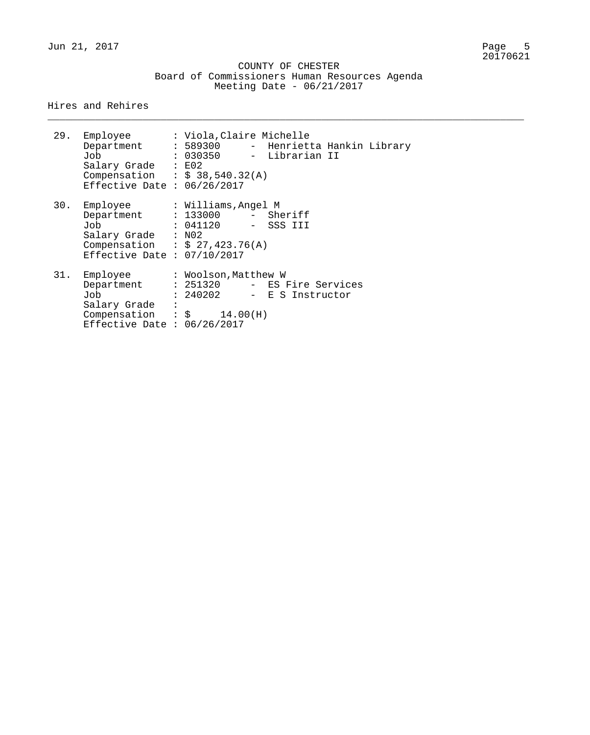COUNTY OF CHESTER
Board of Commissioners Human Resources Agenda
Meeting Date - 06/21/2017

## Hires and Rehires

29. Employee : Viola,Claire Michelle
    Department : 589300 - Henrietta Hankin Library
    Job : 030350 - Librarian II
    Salary Grade : E02
    Compensation : $ 38,540.32(A)
    Effective Date : 06/26/2017

30. Employee : Williams,Angel M
    Department : 133000 - Sheriff
    Job : 041120 - SSS III
    Salary Grade : N02
    Compensation : $ 27,423.76(A)
    Effective Date : 07/10/2017

31. Employee : Woolson,Matthew W
    Department : 251320 - ES Fire Services
    Job : 240202 - E S Instructor
    Salary Grade :
    Compensation : $ 14.00(H)
    Effective Date : 06/26/2017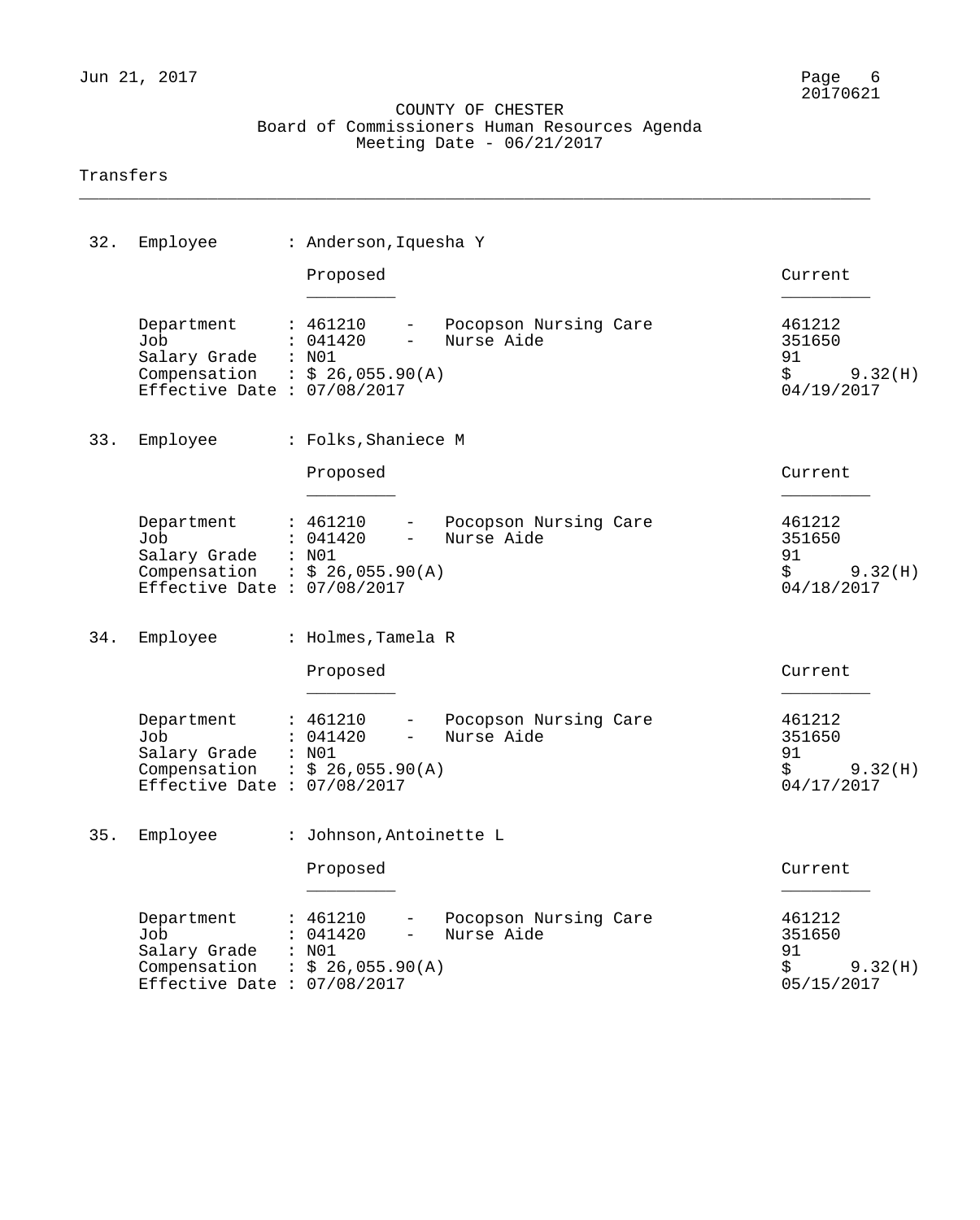COUNTY OF CHESTER
Board of Commissioners Human Resources Agenda
Meeting Date - 06/21/2017

## Transfers

**32.** Employee : Anderson,Iquesha Y

| | Proposed | Current |
|---|---|---|
| Department | 461210 - Pocopson Nursing Care | 461212 |
| Job | 041420 - Nurse Aide | 351650 |
| Salary Grade | N01 | 91 |
| Compensation | $ 26,055.90(A) | $ 9.32(H) |
| Effective Date | 07/08/2017 | 04/19/2017 |

**33.** Employee : Folks,Shaniece M

| | Proposed | Current |
|---|---|---|
| Department | 461210 - Pocopson Nursing Care | 461212 |
| Job | 041420 - Nurse Aide | 351650 |
| Salary Grade | N01 | 91 |
| Compensation | $ 26,055.90(A) | $ 9.32(H) |
| Effective Date | 07/08/2017 | 04/18/2017 |

**34.** Employee : Holmes,Tamela R

| | Proposed | Current |
|---|---|---|
| Department | 461210 - Pocopson Nursing Care | 461212 |
| Job | 041420 - Nurse Aide | 351650 |
| Salary Grade | N01 | 91 |
| Compensation | $ 26,055.90(A) | $ 9.32(H) |
| Effective Date | 07/08/2017 | 04/17/2017 |

**35.** Employee : Johnson,Antoinette L

| | Proposed | Current |
|---|---|---|
| Department | 461210 - Pocopson Nursing Care | 461212 |
| Job | 041420 - Nurse Aide | 351650 |
| Salary Grade | N01 | 91 |
| Compensation | $ 26,055.90(A) | $ 9.32(H) |
| Effective Date | 07/08/2017 | 05/15/2017 |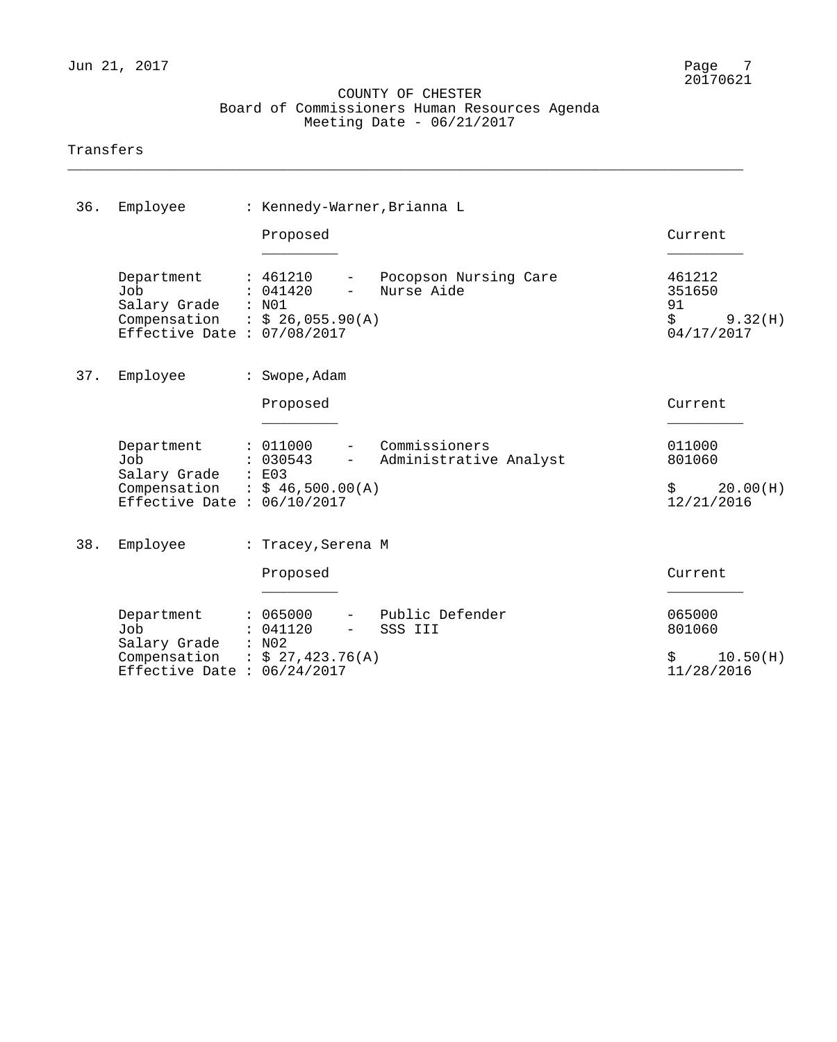COUNTY OF CHESTER
Board of Commissioners Human Resources Agenda
Meeting Date - 06/21/2017

## Transfers

**36. Employee : Kennedy-Warner,Brianna L**

| | Proposed | Current |
|---|---|---|
| Department | 461210 - Pocopson Nursing Care | 461212 |
| Job | 041420 - Nurse Aide | 351650 |
| Salary Grade | N01 | 91 |
| Compensation | $ 26,055.90(A) | $ 9.32(H) |
| Effective Date | 07/08/2017 | 04/17/2017 |

**37. Employee : Swope,Adam**

| | Proposed | Current |
|---|---|---|
| Department | 011000 - Commissioners | 011000 |
| Job | 030543 - Administrative Analyst | 801060 |
| Salary Grade | E03 | |
| Compensation | $ 46,500.00(A) | $ 20.00(H) |
| Effective Date | 06/10/2017 | 12/21/2016 |

**38. Employee : Tracey,Serena M**

| | Proposed | Current |
|---|---|---|
| Department | 065000 - Public Defender | 065000 |
| Job | 041120 - SSS III | 801060 |
| Salary Grade | N02 | |
| Compensation | $ 27,423.76(A) | $ 10.50(H) |
| Effective Date | 06/24/2017 | 11/28/2016 |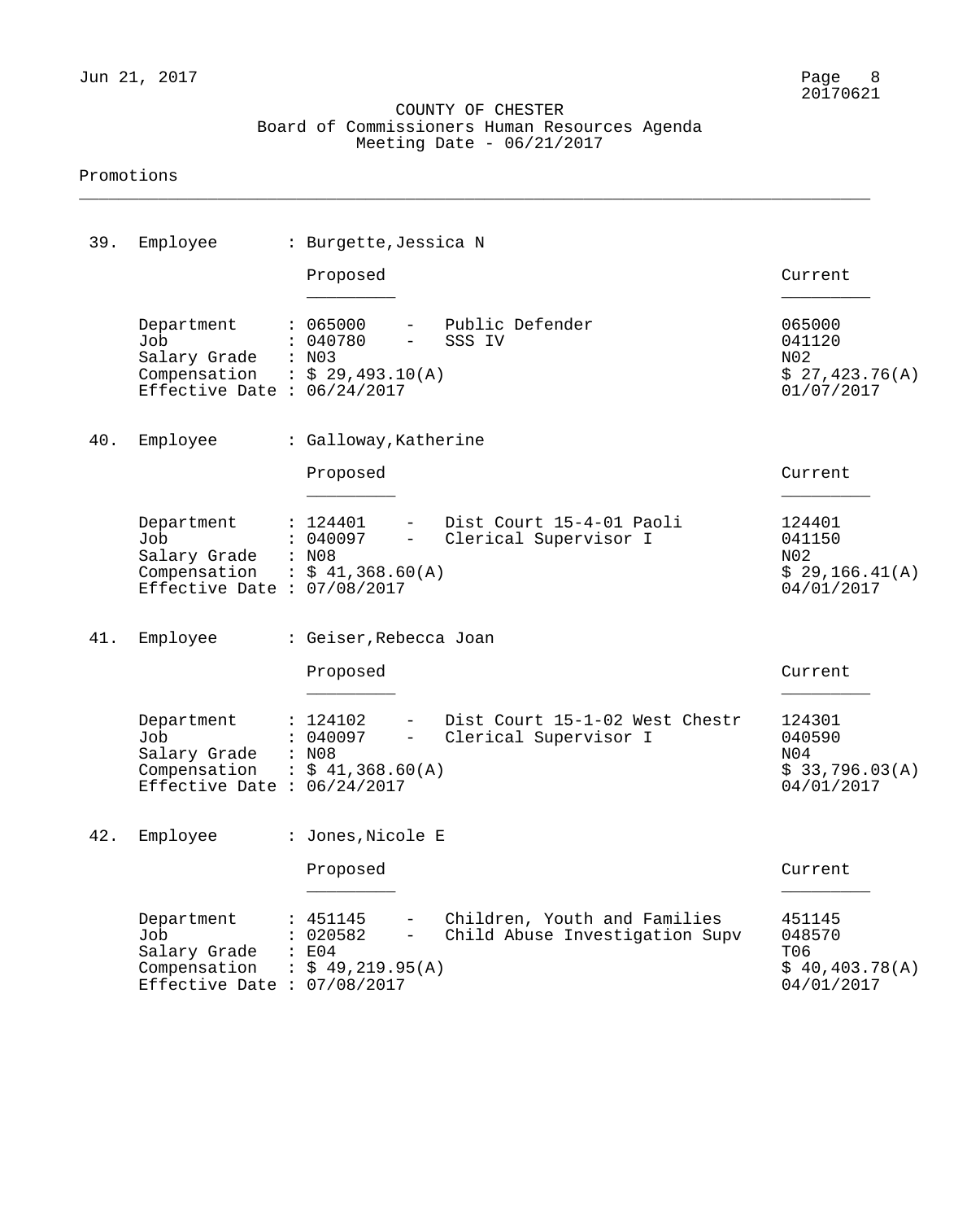COUNTY OF CHESTER
Board of Commissioners Human Resources Agenda
Meeting Date - 06/21/2017

Promotions

---

**39. Employee : Burgette,Jessica N**

| | Proposed | Current |
|---|---|---|
| Department | 065000 - Public Defender | 065000 |
| Job | 040780 - SSS IV | 041120 |
| Salary Grade | N03 | N02 |
| Compensation | $ 29,493.10(A) | $ 27,423.76(A) |
| Effective Date | 06/24/2017 | 01/07/2017 |

**40. Employee : Galloway,Katherine**

| | Proposed | Current |
|---|---|---|
| Department | 124401 - Dist Court 15-4-01 Paoli | 124401 |
| Job | 040097 - Clerical Supervisor I | 041150 |
| Salary Grade | N08 | N02 |
| Compensation | $ 41,368.60(A) | $ 29,166.41(A) |
| Effective Date | 07/08/2017 | 04/01/2017 |

**41. Employee : Geiser,Rebecca Joan**

| | Proposed | Current |
|---|---|---|
| Department | 124102 - Dist Court 15-1-02 West Chestr | 124301 |
| Job | 040097 - Clerical Supervisor I | 040590 |
| Salary Grade | N08 | N04 |
| Compensation | $ 41,368.60(A) | $ 33,796.03(A) |
| Effective Date | 06/24/2017 | 04/01/2017 |

**42. Employee : Jones,Nicole E**

| | Proposed | Current |
|---|---|---|
| Department | 451145 - Children, Youth and Families | 451145 |
| Job | 020582 - Child Abuse Investigation Supv | 048570 |
| Salary Grade | E04 | T06 |
| Compensation | $ 49,219.95(A) | $ 40,403.78(A) |
| Effective Date | 07/08/2017 | 04/01/2017 |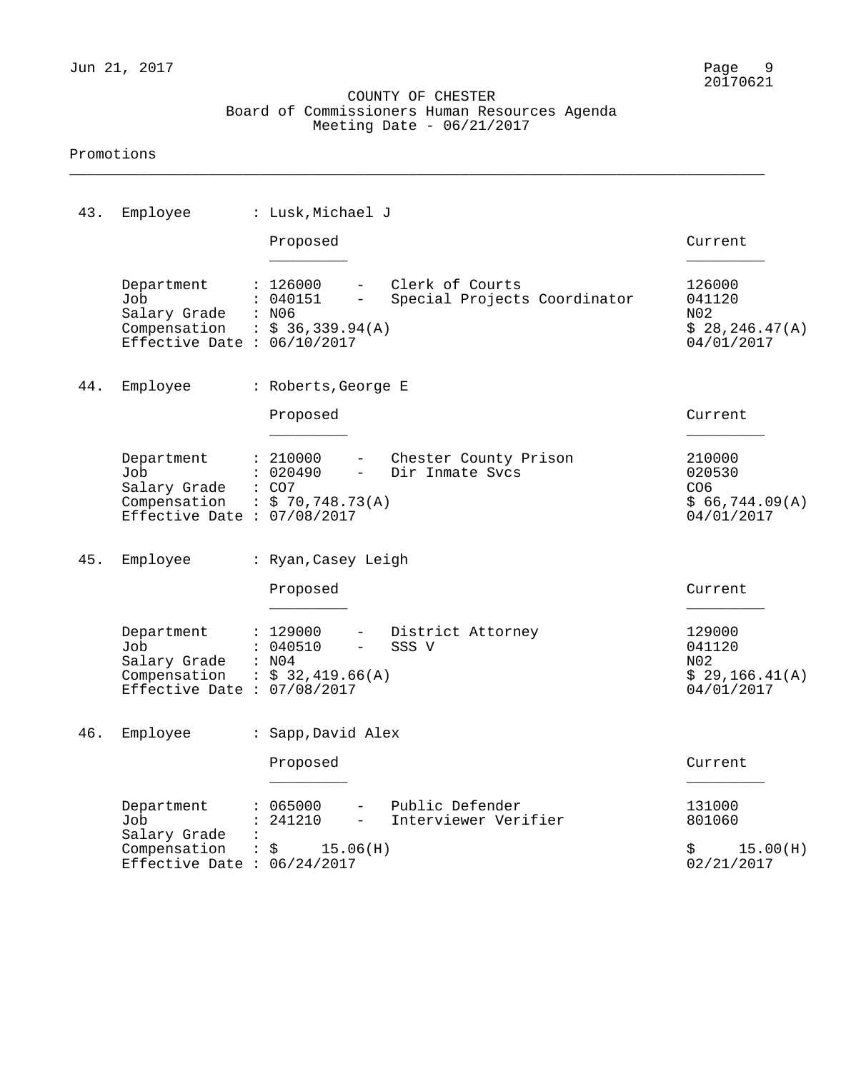COUNTY OF CHESTER
Board of Commissioners Human Resources Agenda
Meeting Date - 06/21/2017

## Promotions

**43. Employee : Lusk,Michael J**

| | Proposed | Current |
|---|---|---|
| Department | 126000 - Clerk of Courts | 126000 |
| Job | 040151 - Special Projects Coordinator | 041120 |
| Salary Grade | N06 | N02 |
| Compensation | $ 36,339.94(A) | $ 28,246.47(A) |
| Effective Date | 06/10/2017 | 04/01/2017 |

**44. Employee : Roberts,George E**

| | Proposed | Current |
|---|---|---|
| Department | 210000 - Chester County Prison | 210000 |
| Job | 020490 - Dir Inmate Svcs | 020530 |
| Salary Grade | CO7 | CO6 |
| Compensation | $ 70,748.73(A) | $ 66,744.09(A) |
| Effective Date | 07/08/2017 | 04/01/2017 |

**45. Employee : Ryan,Casey Leigh**

| | Proposed | Current |
|---|---|---|
| Department | 129000 - District Attorney | 129000 |
| Job | 040510 - SSS V | 041120 |
| Salary Grade | N04 | N02 |
| Compensation | $ 32,419.66(A) | $ 29,166.41(A) |
| Effective Date | 07/08/2017 | 04/01/2017 |

**46. Employee : Sapp,David Alex**

| | Proposed | Current |
|---|---|---|
| Department | 065000 - Public Defender | 131000 |
| Job | 241210 - Interviewer Verifier | 801060 |
| Salary Grade | | |
| Compensation | $ 15.06(H) | $ 15.00(H) |
| Effective Date | 06/24/2017 | 02/21/2017 |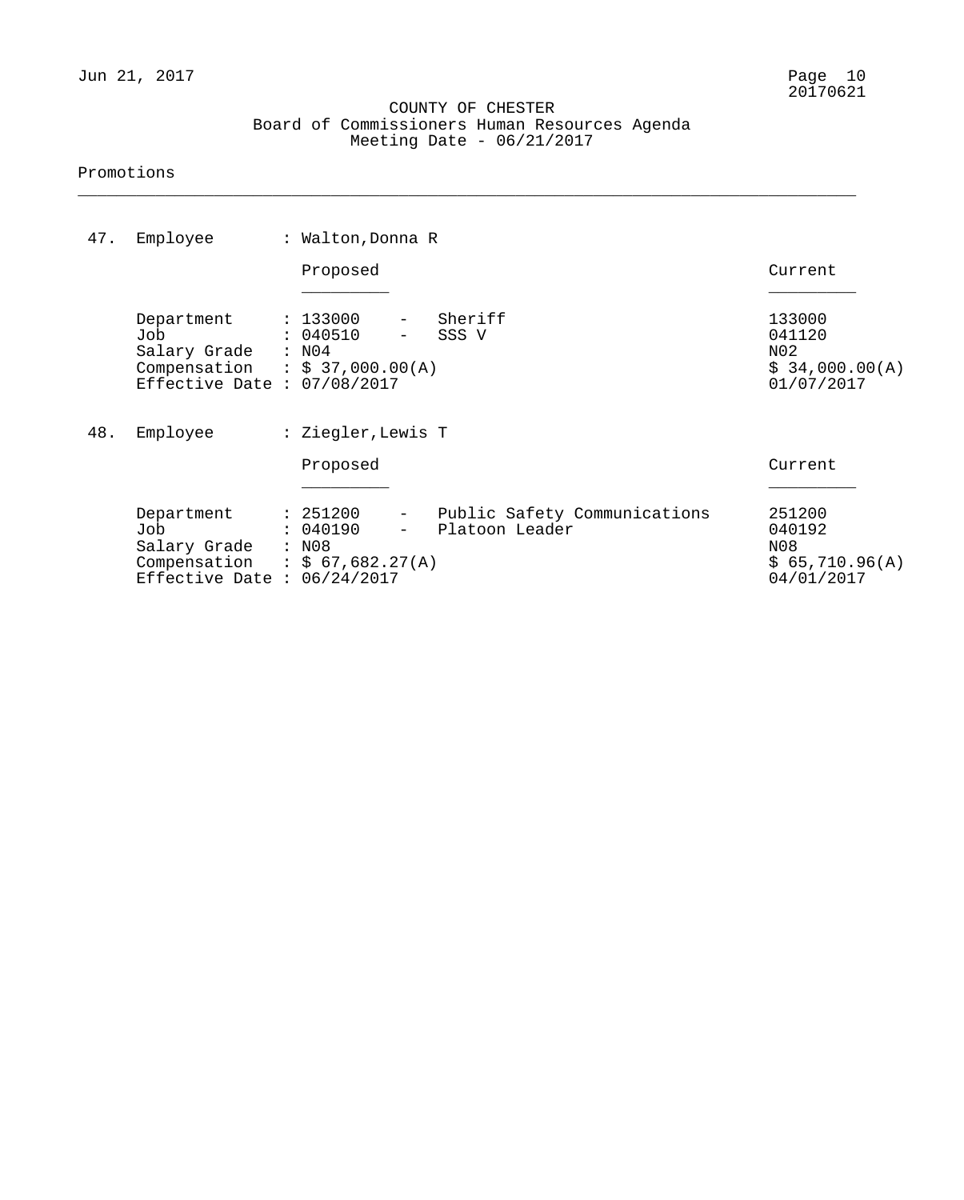# COUNTY OF CHESTER

## Board of Commissioners Human Resources Agenda

Meeting Date - 06/21/2017

### Promotions

**47. Employee : Walton,Donna R**

| | Proposed | Current |
|---|---|---|
| Department | 133000 - Sheriff | 133000 |
| Job | 040510 - SSS V | 041120 |
| Salary Grade | N04 | N02 |
| Compensation | $ 37,000.00(A) | $ 34,000.00(A) |
| Effective Date | 07/08/2017 | 01/07/2017 |

**48. Employee : Ziegler,Lewis T**

| | Proposed | Current |
|---|---|---|
| Department | 251200 - Public Safety Communications | 251200 |
| Job | 040190 - Platoon Leader | 040192 |
| Salary Grade | N08 | N08 |
| Compensation | $ 67,682.27(A) | $ 65,710.96(A) |
| Effective Date | 06/24/2017 | 04/01/2017 |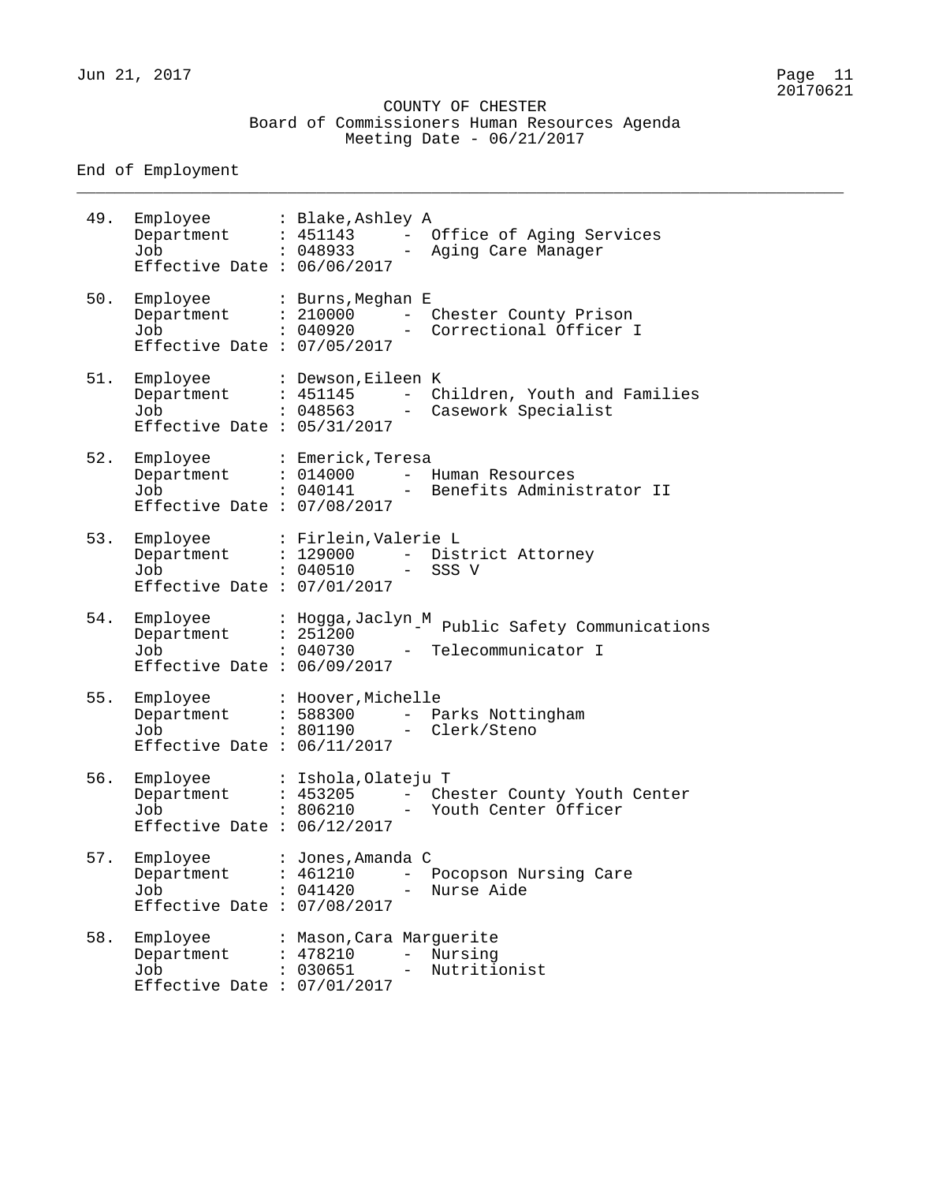COUNTY OF CHESTER
Board of Commissioners Human Resources Agenda
Meeting Date - 06/21/2017

End of Employment

---

49. Employee : Blake,Ashley A
    Department : 451143 - Office of Aging Services
    Job : 048933 - Aging Care Manager
    Effective Date : 06/06/2017

50. Employee : Burns,Meghan E
    Department : 210000 - Chester County Prison
    Job : 040920 - Correctional Officer I
    Effective Date : 07/05/2017

51. Employee : Dewson,Eileen K
    Department : 451145 - Children, Youth and Families
    Job : 048563 - Casework Specialist
    Effective Date : 05/31/2017

52. Employee : Emerick,Teresa
    Department : 014000 - Human Resources
    Job : 040141 - Benefits Administrator II
    Effective Date : 07/08/2017

53. Employee : Firlein,Valerie L
    Department : 129000 - District Attorney
    Job : 040510 - SSS V
    Effective Date : 07/01/2017

54. Employee : Hogga,Jaclyn M
    Department : 251200 - Public Safety Communications
    Job : 040730 - Telecommunicator I
    Effective Date : 06/09/2017

55. Employee : Hoover,Michelle
    Department : 588300 - Parks Nottingham
    Job : 801190 - Clerk/Steno
    Effective Date : 06/11/2017

56. Employee : Ishola,Olateju T
    Department : 453205 - Chester County Youth Center
    Job : 806210 - Youth Center Officer
    Effective Date : 06/12/2017

57. Employee : Jones,Amanda C
    Department : 461210 - Pocopson Nursing Care
    Job : 041420 - Nurse Aide
    Effective Date : 07/08/2017

58. Employee : Mason,Cara Marguerite
    Department : 478210 - Nursing
    Job : 030651 - Nutritionist
    Effective Date : 07/01/2017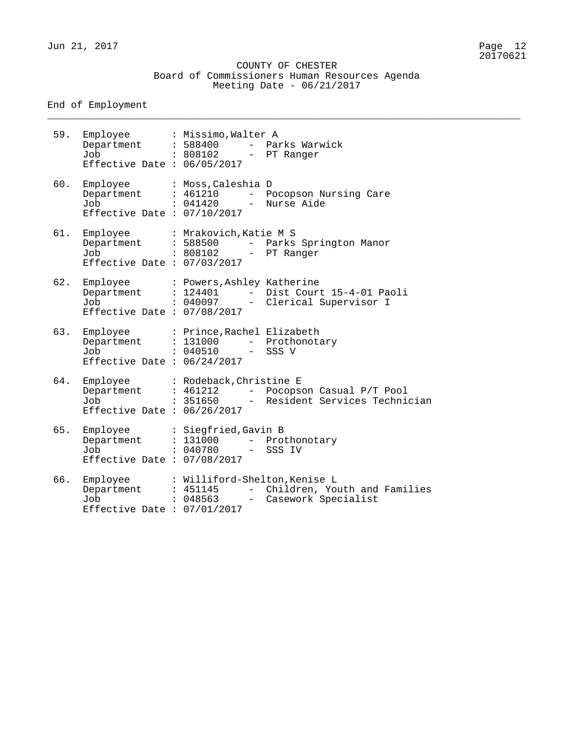COUNTY OF CHESTER
Board of Commissioners Human Resources Agenda
Meeting Date - 06/21/2017

End of Employment

---

59. Employee : Missimo,Walter A
    Department : 588400 - Parks Warwick
    Job : 808102 - PT Ranger
    Effective Date : 06/05/2017

60. Employee : Moss,Caleshia D
    Department : 461210 - Pocopson Nursing Care
    Job : 041420 - Nurse Aide
    Effective Date : 07/10/2017

61. Employee : Mrakovich,Katie M S
    Department : 588500 - Parks Springton Manor
    Job : 808102 - PT Ranger
    Effective Date : 07/03/2017

62. Employee : Powers,Ashley Katherine
    Department : 124401 - Dist Court 15-4-01 Paoli
    Job : 040097 - Clerical Supervisor I
    Effective Date : 07/08/2017

63. Employee : Prince,Rachel Elizabeth
    Department : 131000 - Prothonotary
    Job : 040510 - SSS V
    Effective Date : 06/24/2017

64. Employee : Rodeback,Christine E
    Department : 461212 - Pocopson Casual P/T Pool
    Job : 351650 - Resident Services Technician
    Effective Date : 06/26/2017

65. Employee : Siegfried,Gavin B
    Department : 131000 - Prothonotary
    Job : 040780 - SSS IV
    Effective Date : 07/08/2017

66. Employee : Williford-Shelton,Kenise L
    Department : 451145 - Children, Youth and Families
    Job : 048563 - Casework Specialist
    Effective Date : 07/01/2017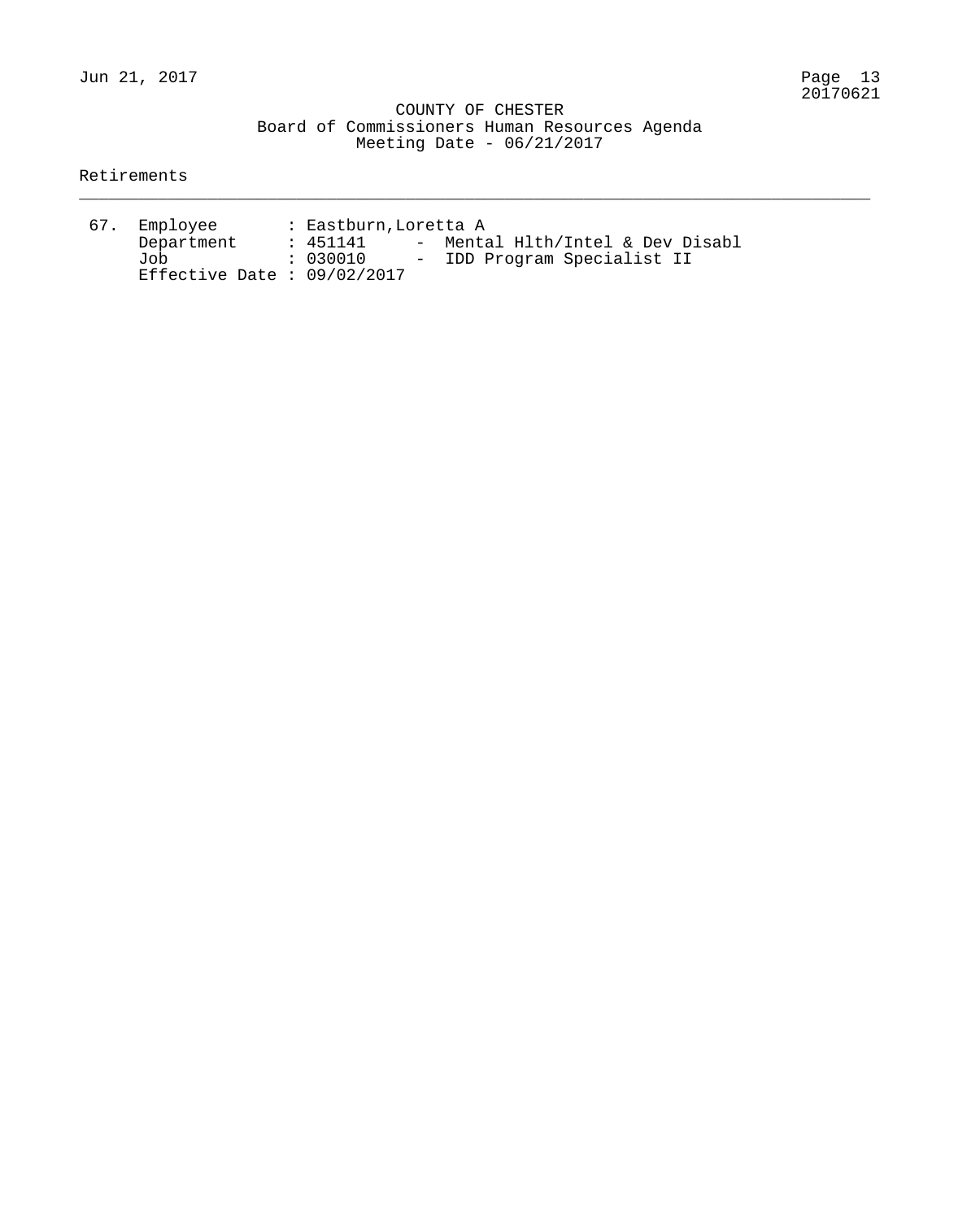COUNTY OF CHESTER
Board of Commissioners Human Resources Agenda
Meeting Date - 06/21/2017

Retirements

---

```
67. Employee       : Eastburn,Loretta A
    Department     : 451141     -  Mental Hlth/Intel & Dev Disabl
    Job            : 030010     -  IDD Program Specialist II
    Effective Date : 09/02/2017
```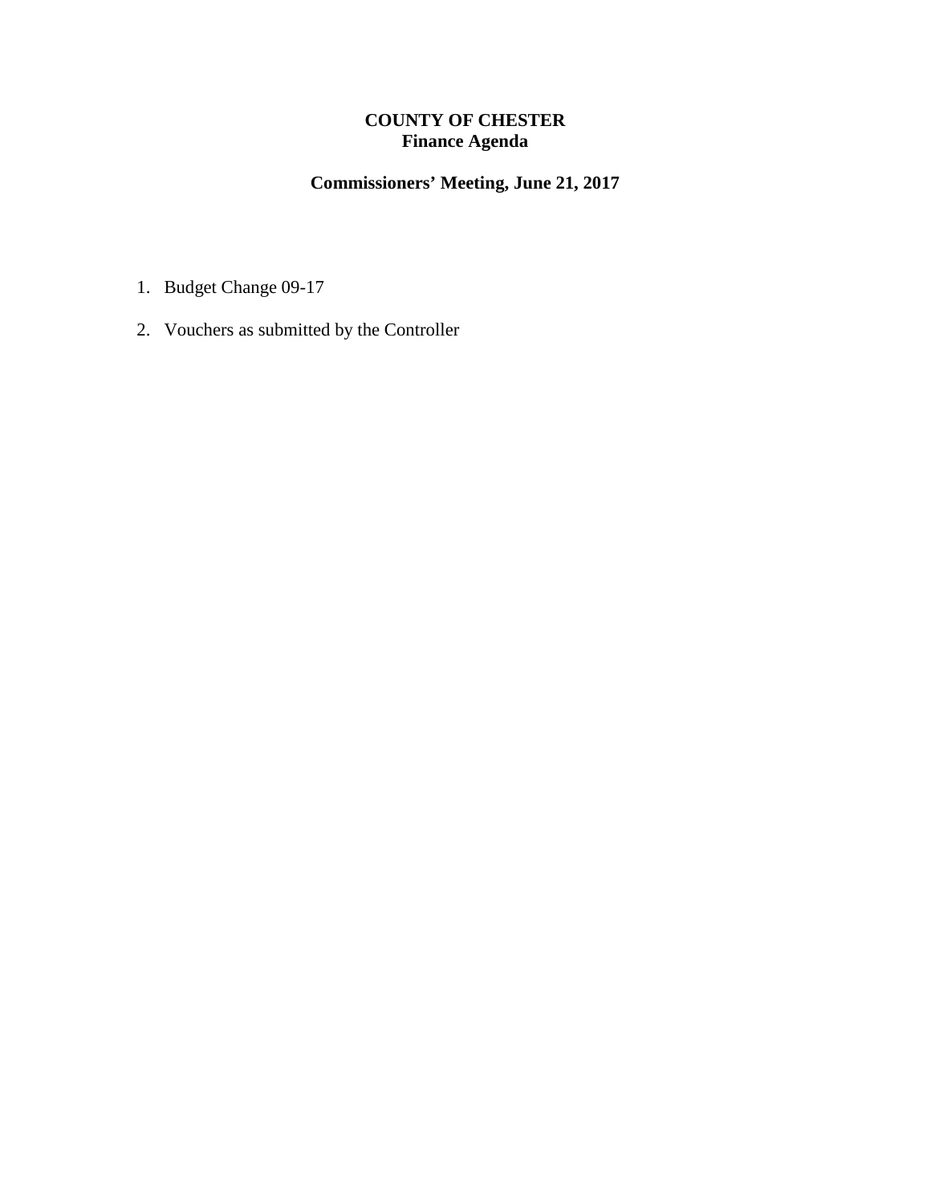# COUNTY OF CHESTER
## Finance Agenda

### Commissioners' Meeting, June 21, 2017

1. Budget Change 09-17
2. Vouchers as submitted by the Controller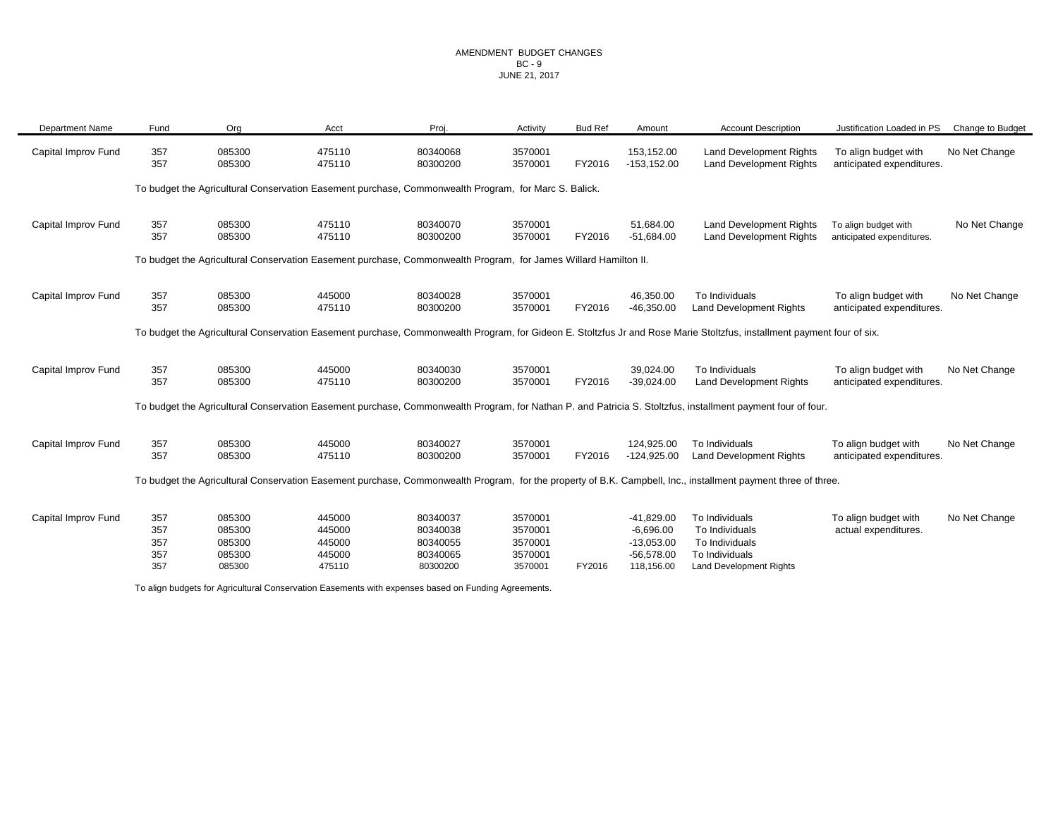AMENDMENT BUDGET CHANGES
BC - 9
JUNE 21, 2017

| Department Name | Fund | Org | Acct | Proj. | Activity | Bud Ref | Amount | Account Description | Justification Loaded in PS | Change to Budget |
|---|---|---|---|---|---|---|---|---|---|---|
| Capital Improv Fund | 357 | 085300 | 475110 | 80340068 | 3570001 | | 153,152.00 | Land Development Rights | To align budget with anticipated expenditures. | No Net Change |
| | 357 | 085300 | 475110 | 80300200 | 3570001 | FY2016 | -153,152.00 | Land Development Rights | | |
| | To budget the Agricultural Conservation Easement purchase, Commonwealth Program, for Marc S. Balick. | | | | | | | | | |
| Capital Improv Fund | 357 | 085300 | 475110 | 80340070 | 3570001 | | 51,684.00 | Land Development Rights | To align budget with anticipated expenditures. | No Net Change |
| | 357 | 085300 | 475110 | 80300200 | 3570001 | FY2016 | -51,684.00 | Land Development Rights | | |
| | To budget the Agricultural Conservation Easement purchase, Commonwealth Program, for James Willard Hamilton II. | | | | | | | | | |
| Capital Improv Fund | 357 | 085300 | 445000 | 80340028 | 3570001 | | 46,350.00 | To Individuals | To align budget with anticipated expenditures. | No Net Change |
| | 357 | 085300 | 475110 | 80300200 | 3570001 | FY2016 | -46,350.00 | Land Development Rights | | |
| | To budget the Agricultural Conservation Easement purchase, Commonwealth Program, for Gideon E. Stoltzfus Jr and Rose Marie Stoltzfus, installment payment four of six. | | | | | | | | | |
| Capital Improv Fund | 357 | 085300 | 445000 | 80340030 | 3570001 | | 39,024.00 | To Individuals | To align budget with anticipated expenditures. | No Net Change |
| | 357 | 085300 | 475110 | 80300200 | 3570001 | FY2016 | -39,024.00 | Land Development Rights | | |
| | To budget the Agricultural Conservation Easement purchase, Commonwealth Program, for Nathan P. and Patricia S. Stoltzfus, installment payment four of four. | | | | | | | | | |
| Capital Improv Fund | 357 | 085300 | 445000 | 80340027 | 3570001 | | 124,925.00 | To Individuals | To align budget with anticipated expenditures. | No Net Change |
| | 357 | 085300 | 475110 | 80300200 | 3570001 | FY2016 | -124,925.00 | Land Development Rights | | |
| | To budget the Agricultural Conservation Easement purchase, Commonwealth Program, for the property of B.K. Campbell, Inc., installment payment three of three. | | | | | | | | | |
| Capital Improv Fund | 357 | 085300 | 445000 | 80340037 | 3570001 | | -41,829.00 | To Individuals | To align budget with actual expenditures. | No Net Change |
| | 357 | 085300 | 445000 | 80340038 | 3570001 | | -6,696.00 | To Individuals | | |
| | 357 | 085300 | 445000 | 80340055 | 3570001 | | -13,053.00 | To Individuals | | |
| | 357 | 085300 | 445000 | 80340065 | 3570001 | | -56,578.00 | To Individuals | | |
| | 357 | 085300 | 475110 | 80300200 | 3570001 | FY2016 | 118,156.00 | Land Development Rights | | |
| | To align budgets for Agricultural Conservation Easements with expenses based on Funding Agreements. | | | | | | | | | |